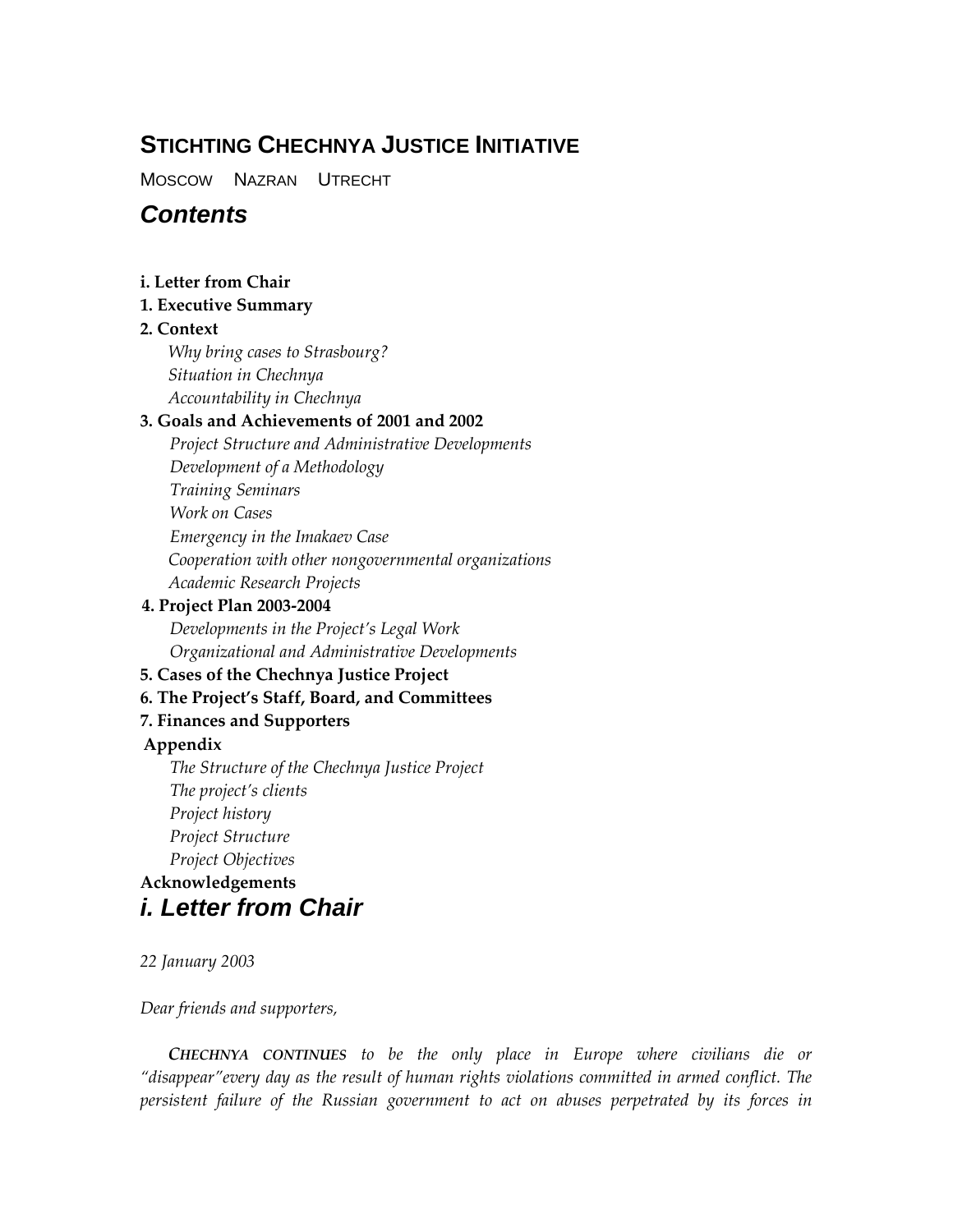# STICHTING CHECHNYA JUSTICE INITIATIVE

MOSCOW NAZRAN UTRECHT

## *Contents*

**i. Letter from Chair**

**1. Executive Summary**

**2. Context**

*Why bring cases to Strasbourg?*
*Situation in Chechnya*
*Accountability in Chechnya*

**3. Goals and Achievements of 2001 and 2002**

*Project Structure and Administrative Developments*
*Development of a Methodology*
*Training Seminars*
*Work on Cases*
*Emergency in the Imakaev Case*
*Cooperation with other nongovernmental organizations*
*Academic Research Projects*

**4. Project Plan 2003-2004**

*Developments in the Project's Legal Work*
*Organizational and Administrative Developments*

**5. Cases of the Chechnya Justice Project**

**6. The Project's Staff, Board, and Committees**

**7. Finances and Supporters**

**Appendix**

*The Structure of the Chechnya Justice Project*
*The project's clients*
*Project history*
*Project Structure*
*Project Objectives*

**Acknowledgements**

## *i. Letter from Chair*

*22 January 2003*

*Dear friends and supporters,*

***CHECHNYA CONTINUES*** *to be the only place in Europe where civilians die or "disappear"every day as the result of human rights violations committed in armed conflict. The persistent failure of the Russian government to act on abuses perpetrated by its forces in*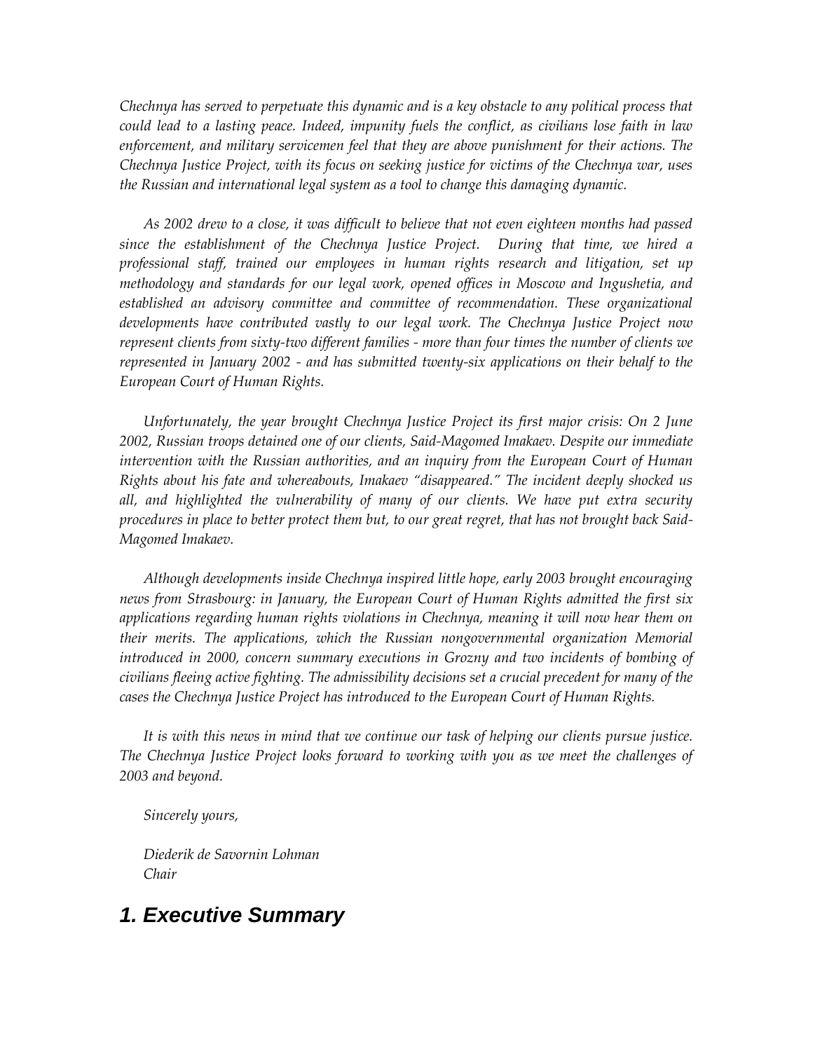*Chechnya has served to perpetuate this dynamic and is a key obstacle to any political process that could lead to a lasting peace. Indeed, impunity fuels the conflict, as civilians lose faith in law enforcement, and military servicemen feel that they are above punishment for their actions. The Chechnya Justice Project, with its focus on seeking justice for victims of the Chechnya war, uses the Russian and international legal system as a tool to change this damaging dynamic.*

*As 2002 drew to a close, it was difficult to believe that not even eighteen months had passed since the establishment of the Chechnya Justice Project. During that time, we hired a professional staff, trained our employees in human rights research and litigation, set up methodology and standards for our legal work, opened offices in Moscow and Ingushetia, and established an advisory committee and committee of recommendation. These organizational developments have contributed vastly to our legal work. The Chechnya Justice Project now represent clients from sixty-two different families - more than four times the number of clients we represented in January 2002 - and has submitted twenty-six applications on their behalf to the European Court of Human Rights.*

*Unfortunately, the year brought Chechnya Justice Project its first major crisis: On 2 June 2002, Russian troops detained one of our clients, Said-Magomed Imakaev. Despite our immediate intervention with the Russian authorities, and an inquiry from the European Court of Human Rights about his fate and whereabouts, Imakaev "disappeared." The incident deeply shocked us all, and highlighted the vulnerability of many of our clients. We have put extra security procedures in place to better protect them but, to our great regret, that has not brought back Said-Magomed Imakaev.*

*Although developments inside Chechnya inspired little hope, early 2003 brought encouraging news from Strasbourg: in January, the European Court of Human Rights admitted the first six applications regarding human rights violations in Chechnya, meaning it will now hear them on their merits. The applications, which the Russian nongovernmental organization Memorial introduced in 2000, concern summary executions in Grozny and two incidents of bombing of civilians fleeing active fighting. The admissibility decisions set a crucial precedent for many of the cases the Chechnya Justice Project has introduced to the European Court of Human Rights.*

*It is with this news in mind that we continue our task of helping our clients pursue justice. The Chechnya Justice Project looks forward to working with you as we meet the challenges of 2003 and beyond.*

*Sincerely yours,*

*Diederik de Savornin Lohman*
*Chair*

## 1. Executive Summary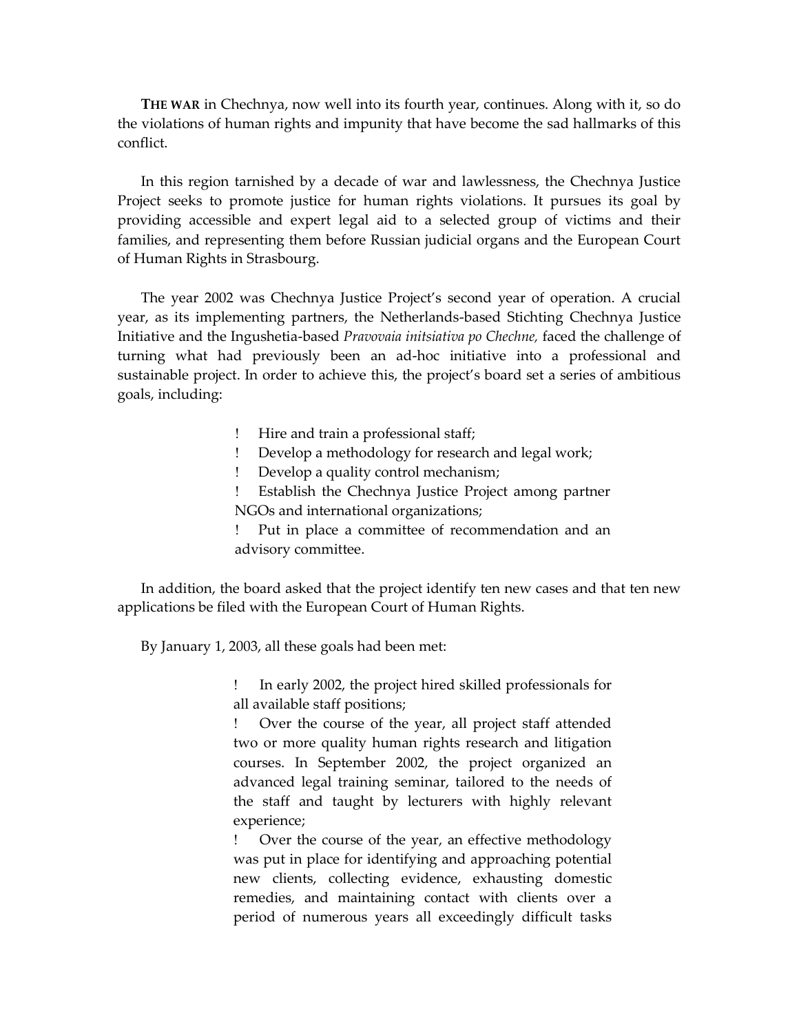**THE WAR** in Chechnya, now well into its fourth year, continues. Along with it, so do the violations of human rights and impunity that have become the sad hallmarks of this conflict.

In this region tarnished by a decade of war and lawlessness, the Chechnya Justice Project seeks to promote justice for human rights violations. It pursues its goal by providing accessible and expert legal aid to a selected group of victims and their families, and representing them before Russian judicial organs and the European Court of Human Rights in Strasbourg.

The year 2002 was Chechnya Justice Project's second year of operation. A crucial year, as its implementing partners, the Netherlands-based Stichting Chechnya Justice Initiative and the Ingushetia-based *Pravovaia initsiativa po Chechne,* faced the challenge of turning what had previously been an ad-hoc initiative into a professional and sustainable project. In order to achieve this, the project's board set a series of ambitious goals, including:

- Hire and train a professional staff;
- Develop a methodology for research and legal work;
- Develop a quality control mechanism;
- Establish the Chechnya Justice Project among partner NGOs and international organizations;
- Put in place a committee of recommendation and an advisory committee.

In addition, the board asked that the project identify ten new cases and that ten new applications be filed with the European Court of Human Rights.

By January 1, 2003, all these goals had been met:

- In early 2002, the project hired skilled professionals for all available staff positions;
- Over the course of the year, all project staff attended two or more quality human rights research and litigation courses. In September 2002, the project organized an advanced legal training seminar, tailored to the needs of the staff and taught by lecturers with highly relevant experience;
- Over the course of the year, an effective methodology was put in place for identifying and approaching potential new clients, collecting evidence, exhausting domestic remedies, and maintaining contact with clients over a period of numerous years all exceedingly difficult tasks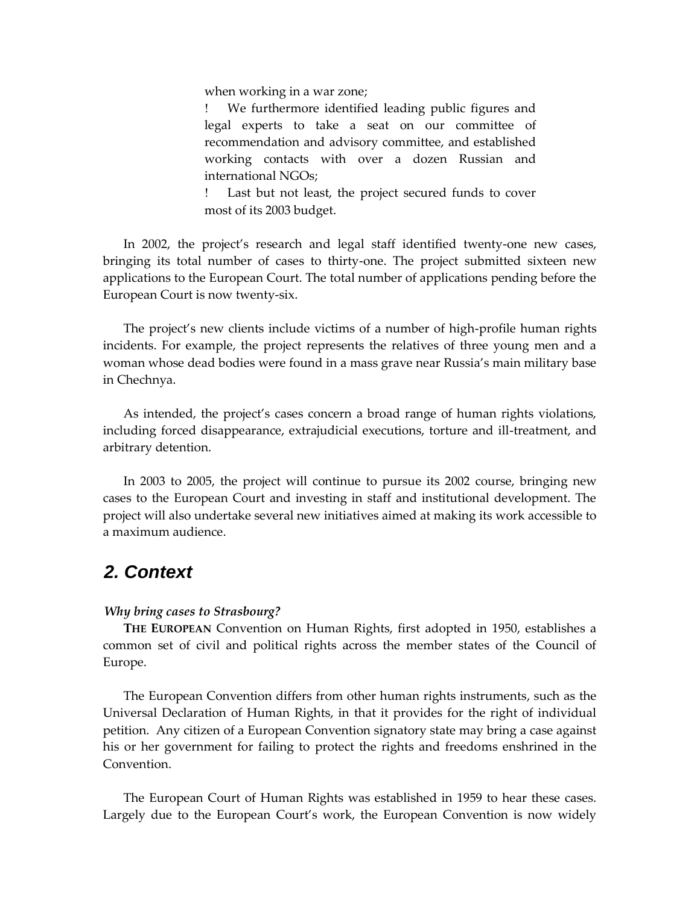when working in a war zone;

- We furthermore identified leading public figures and legal experts to take a seat on our committee of recommendation and advisory committee, and established working contacts with over a dozen Russian and international NGOs;
- Last but not least, the project secured funds to cover most of its 2003 budget.

In 2002, the project's research and legal staff identified twenty-one new cases, bringing its total number of cases to thirty-one. The project submitted sixteen new applications to the European Court. The total number of applications pending before the European Court is now twenty-six.

The project's new clients include victims of a number of high-profile human rights incidents. For example, the project represents the relatives of three young men and a woman whose dead bodies were found in a mass grave near Russia's main military base in Chechnya.

As intended, the project's cases concern a broad range of human rights violations, including forced disappearance, extrajudicial executions, torture and ill-treatment, and arbitrary detention.

In 2003 to 2005, the project will continue to pursue its 2002 course, bringing new cases to the European Court and investing in staff and institutional development. The project will also undertake several new initiatives aimed at making its work accessible to a maximum audience.

## *2. Context*

***Why bring cases to Strasbourg?***

**THE EUROPEAN** Convention on Human Rights, first adopted in 1950, establishes a common set of civil and political rights across the member states of the Council of Europe.

The European Convention differs from other human rights instruments, such as the Universal Declaration of Human Rights, in that it provides for the right of individual petition. Any citizen of a European Convention signatory state may bring a case against his or her government for failing to protect the rights and freedoms enshrined in the Convention.

The European Court of Human Rights was established in 1959 to hear these cases. Largely due to the European Court's work, the European Convention is now widely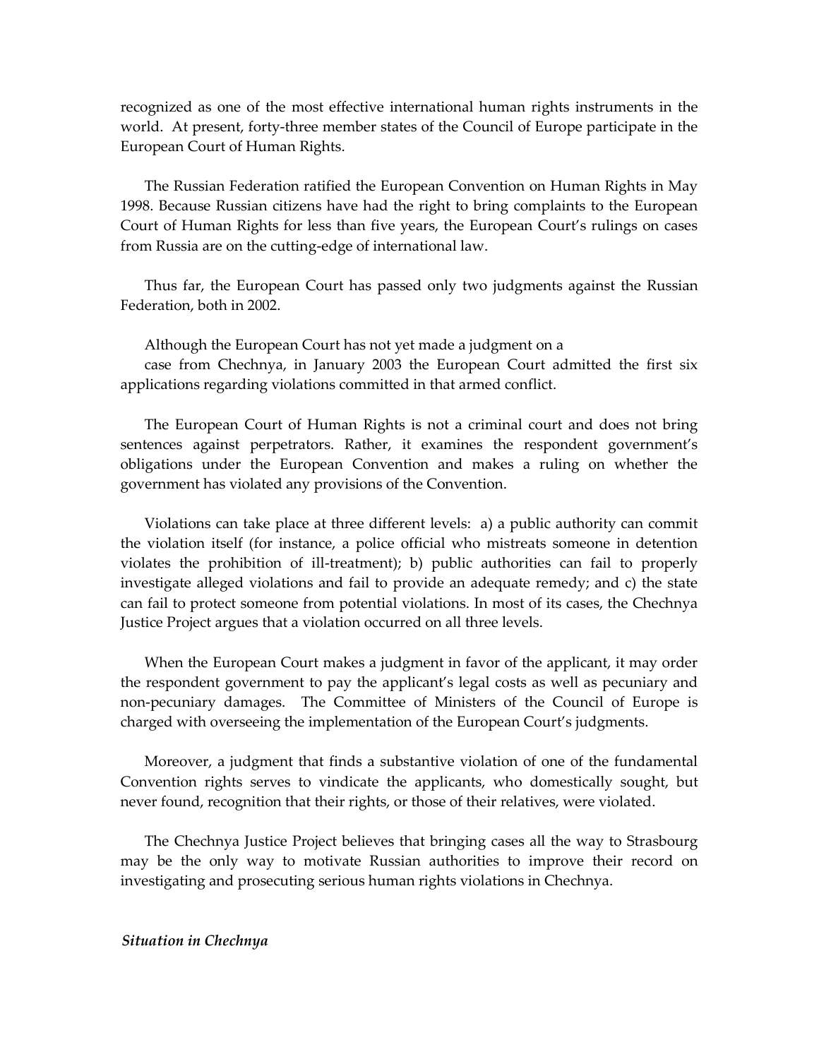recognized as one of the most effective international human rights instruments in the world. At present, forty-three member states of the Council of Europe participate in the European Court of Human Rights.

The Russian Federation ratified the European Convention on Human Rights in May 1998. Because Russian citizens have had the right to bring complaints to the European Court of Human Rights for less than five years, the European Court's rulings on cases from Russia are on the cutting-edge of international law.

Thus far, the European Court has passed only two judgments against the Russian Federation, both in 2002.

Although the European Court has not yet made a judgment on a case from Chechnya, in January 2003 the European Court admitted the first six applications regarding violations committed in that armed conflict.

The European Court of Human Rights is not a criminal court and does not bring sentences against perpetrators. Rather, it examines the respondent government's obligations under the European Convention and makes a ruling on whether the government has violated any provisions of the Convention.

Violations can take place at three different levels: a) a public authority can commit the violation itself (for instance, a police official who mistreats someone in detention violates the prohibition of ill-treatment); b) public authorities can fail to properly investigate alleged violations and fail to provide an adequate remedy; and c) the state can fail to protect someone from potential violations. In most of its cases, the Chechnya Justice Project argues that a violation occurred on all three levels.

When the European Court makes a judgment in favor of the applicant, it may order the respondent government to pay the applicant's legal costs as well as pecuniary and non-pecuniary damages. The Committee of Ministers of the Council of Europe is charged with overseeing the implementation of the European Court's judgments.

Moreover, a judgment that finds a substantive violation of one of the fundamental Convention rights serves to vindicate the applicants, who domestically sought, but never found, recognition that their rights, or those of their relatives, were violated.

The Chechnya Justice Project believes that bringing cases all the way to Strasbourg may be the only way to motivate Russian authorities to improve their record on investigating and prosecuting serious human rights violations in Chechnya.

***Situation in Chechnya***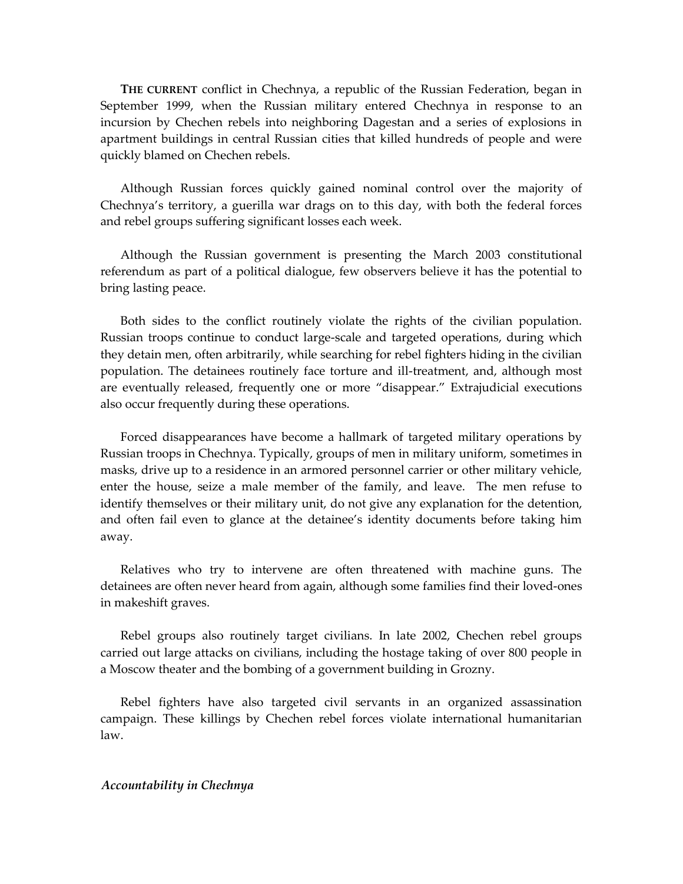**THE CURRENT** conflict in Chechnya, a republic of the Russian Federation, began in September 1999, when the Russian military entered Chechnya in response to an incursion by Chechen rebels into neighboring Dagestan and a series of explosions in apartment buildings in central Russian cities that killed hundreds of people and were quickly blamed on Chechen rebels.

Although Russian forces quickly gained nominal control over the majority of Chechnya's territory, a guerilla war drags on to this day, with both the federal forces and rebel groups suffering significant losses each week.

Although the Russian government is presenting the March 2003 constitutional referendum as part of a political dialogue, few observers believe it has the potential to bring lasting peace.

Both sides to the conflict routinely violate the rights of the civilian population. Russian troops continue to conduct large-scale and targeted operations, during which they detain men, often arbitrarily, while searching for rebel fighters hiding in the civilian population. The detainees routinely face torture and ill-treatment, and, although most are eventually released, frequently one or more "disappear." Extrajudicial executions also occur frequently during these operations.

Forced disappearances have become a hallmark of targeted military operations by Russian troops in Chechnya. Typically, groups of men in military uniform, sometimes in masks, drive up to a residence in an armored personnel carrier or other military vehicle, enter the house, seize a male member of the family, and leave. The men refuse to identify themselves or their military unit, do not give any explanation for the detention, and often fail even to glance at the detainee's identity documents before taking him away.

Relatives who try to intervene are often threatened with machine guns. The detainees are often never heard from again, although some families find their loved-ones in makeshift graves.

Rebel groups also routinely target civilians. In late 2002, Chechen rebel groups carried out large attacks on civilians, including the hostage taking of over 800 people in a Moscow theater and the bombing of a government building in Grozny.

Rebel fighters have also targeted civil servants in an organized assassination campaign. These killings by Chechen rebel forces violate international humanitarian law.

### *Accountability in Chechnya*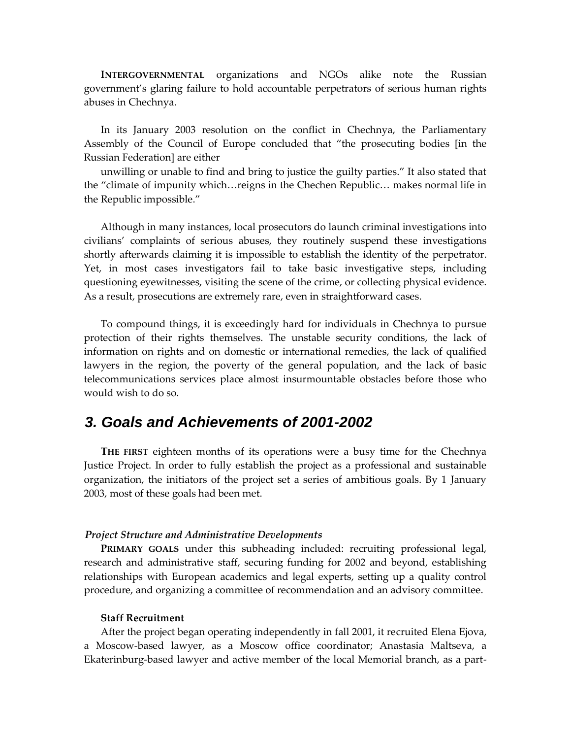**INTERGOVERNMENTAL** organizations and NGOs alike note the Russian government's glaring failure to hold accountable perpetrators of serious human rights abuses in Chechnya.

In its January 2003 resolution on the conflict in Chechnya, the Parliamentary Assembly of the Council of Europe concluded that "the prosecuting bodies [in the Russian Federation] are either unwilling or unable to find and bring to justice the guilty parties." It also stated that the "climate of impunity which…reigns in the Chechen Republic… makes normal life in the Republic impossible."

Although in many instances, local prosecutors do launch criminal investigations into civilians' complaints of serious abuses, they routinely suspend these investigations shortly afterwards claiming it is impossible to establish the identity of the perpetrator. Yet, in most cases investigators fail to take basic investigative steps, including questioning eyewitnesses, visiting the scene of the crime, or collecting physical evidence. As a result, prosecutions are extremely rare, even in straightforward cases.

To compound things, it is exceedingly hard for individuals in Chechnya to pursue protection of their rights themselves. The unstable security conditions, the lack of information on rights and on domestic or international remedies, the lack of qualified lawyers in the region, the poverty of the general population, and the lack of basic telecommunications services place almost insurmountable obstacles before those who would wish to do so.

## 3. Goals and Achievements of 2001-2002

**THE FIRST** eighteen months of its operations were a busy time for the Chechnya Justice Project. In order to fully establish the project as a professional and sustainable organization, the initiators of the project set a series of ambitious goals. By 1 January 2003, most of these goals had been met.

### *Project Structure and Administrative Developments*

**PRIMARY GOALS** under this subheading included: recruiting professional legal, research and administrative staff, securing funding for 2002 and beyond, establishing relationships with European academics and legal experts, setting up a quality control procedure, and organizing a committee of recommendation and an advisory committee.

#### Staff Recruitment

After the project began operating independently in fall 2001, it recruited Elena Ejova, a Moscow-based lawyer, as a Moscow office coordinator; Anastasia Maltseva, a Ekaterinburg-based lawyer and active member of the local Memorial branch, as a part-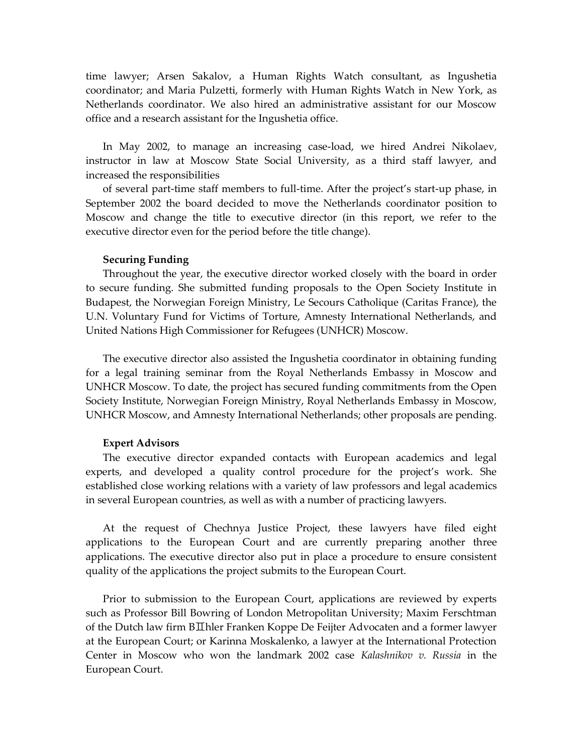time lawyer; Arsen Sakalov, a Human Rights Watch consultant, as Ingushetia coordinator; and Maria Pulzetti, formerly with Human Rights Watch in New York, as Netherlands coordinator. We also hired an administrative assistant for our Moscow office and a research assistant for the Ingushetia office.

In May 2002, to manage an increasing case-load, we hired Andrei Nikolaev, instructor in law at Moscow State Social University, as a third staff lawyer, and increased the responsibilities

of several part-time staff members to full-time. After the project's start-up phase, in September 2002 the board decided to move the Netherlands coordinator position to Moscow and change the title to executive director (in this report, we refer to the executive director even for the period before the title change).

**Securing Funding**

Throughout the year, the executive director worked closely with the board in order to secure funding. She submitted funding proposals to the Open Society Institute in Budapest, the Norwegian Foreign Ministry, Le Secours Catholique (Caritas France), the U.N. Voluntary Fund for Victims of Torture, Amnesty International Netherlands, and United Nations High Commissioner for Refugees (UNHCR) Moscow.

The executive director also assisted the Ingushetia coordinator in obtaining funding for a legal training seminar from the Royal Netherlands Embassy in Moscow and UNHCR Moscow. To date, the project has secured funding commitments from the Open Society Institute, Norwegian Foreign Ministry, Royal Netherlands Embassy in Moscow, UNHCR Moscow, and Amnesty International Netherlands; other proposals are pending.

**Expert Advisors**

The executive director expanded contacts with European academics and legal experts, and developed a quality control procedure for the project's work. She established close working relations with a variety of law professors and legal academics in several European countries, as well as with a number of practicing lawyers.

At the request of Chechnya Justice Project, these lawyers have filed eight applications to the European Court and are currently preparing another three applications. The executive director also put in place a procedure to ensure consistent quality of the applications the project submits to the European Court.

Prior to submission to the European Court, applications are reviewed by experts such as Professor Bill Bowring of London Metropolitan University; Maxim Ferschtman of the Dutch law firm BÖhler Franken Koppe De Feijter Advocaten and a former lawyer at the European Court; or Karinna Moskalenko, a lawyer at the International Protection Center in Moscow who won the landmark 2002 case *Kalashnikov v. Russia* in the European Court.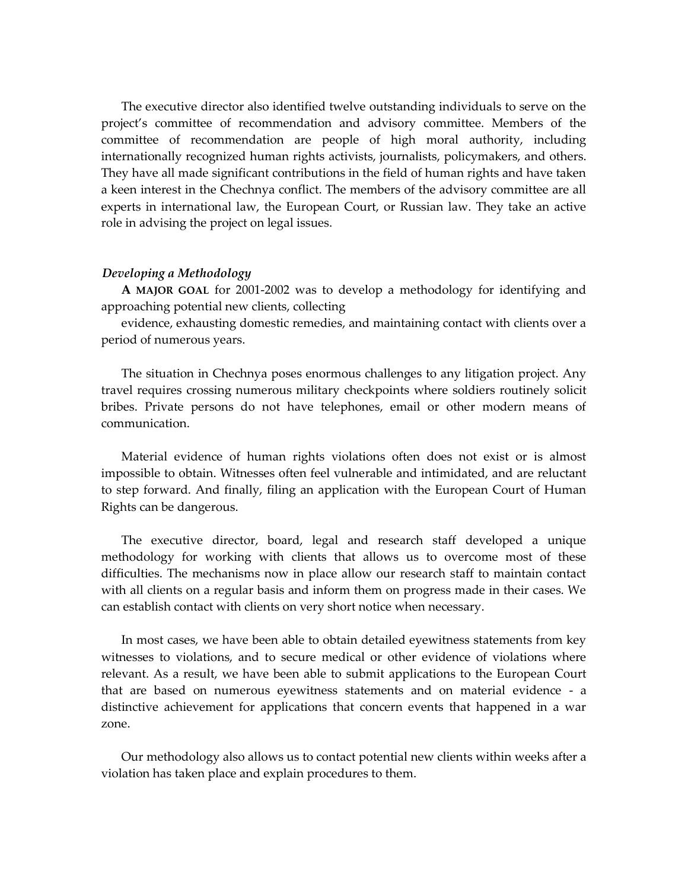The executive director also identified twelve outstanding individuals to serve on the project's committee of recommendation and advisory committee. Members of the committee of recommendation are people of high moral authority, including internationally recognized human rights activists, journalists, policymakers, and others. They have all made significant contributions in the field of human rights and have taken a keen interest in the Chechnya conflict. The members of the advisory committee are all experts in international law, the European Court, or Russian law. They take an active role in advising the project on legal issues.

### *Developing a Methodology*

**A MAJOR GOAL** for 2001-2002 was to develop a methodology for identifying and approaching potential new clients, collecting evidence, exhausting domestic remedies, and maintaining contact with clients over a period of numerous years.

The situation in Chechnya poses enormous challenges to any litigation project. Any travel requires crossing numerous military checkpoints where soldiers routinely solicit bribes. Private persons do not have telephones, email or other modern means of communication.

Material evidence of human rights violations often does not exist or is almost impossible to obtain. Witnesses often feel vulnerable and intimidated, and are reluctant to step forward. And finally, filing an application with the European Court of Human Rights can be dangerous.

The executive director, board, legal and research staff developed a unique methodology for working with clients that allows us to overcome most of these difficulties. The mechanisms now in place allow our research staff to maintain contact with all clients on a regular basis and inform them on progress made in their cases. We can establish contact with clients on very short notice when necessary.

In most cases, we have been able to obtain detailed eyewitness statements from key witnesses to violations, and to secure medical or other evidence of violations where relevant. As a result, we have been able to submit applications to the European Court that are based on numerous eyewitness statements and on material evidence - a distinctive achievement for applications that concern events that happened in a war zone.

Our methodology also allows us to contact potential new clients within weeks after a violation has taken place and explain procedures to them.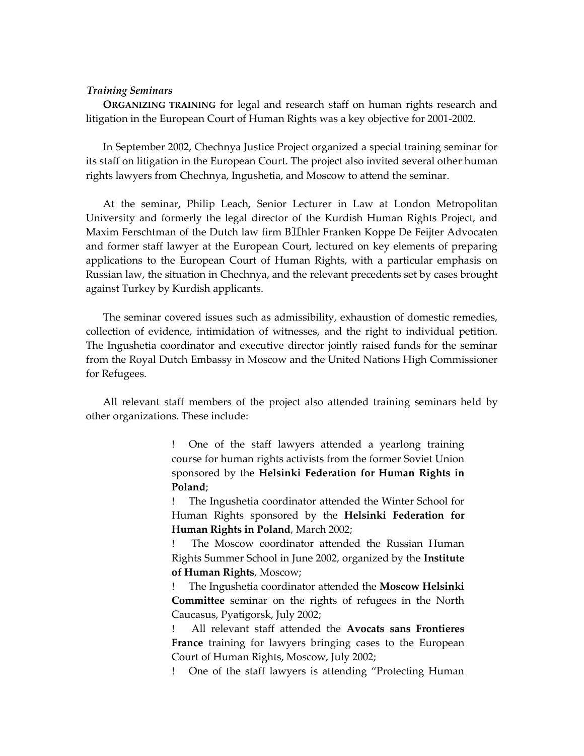*Training Seminars*

**ORGANIZING TRAINING** for legal and research staff on human rights research and litigation in the European Court of Human Rights was a key objective for 2001-2002.

In September 2002, Chechnya Justice Project organized a special training seminar for its staff on litigation in the European Court. The project also invited several other human rights lawyers from Chechnya, Ingushetia, and Moscow to attend the seminar.

At the seminar, Philip Leach, Senior Lecturer in Law at London Metropolitan University and formerly the legal director of the Kurdish Human Rights Project, and Maxim Ferschtman of the Dutch law firm BIIhler Franken Koppe De Feijter Advocaten and former staff lawyer at the European Court, lectured on key elements of preparing applications to the European Court of Human Rights, with a particular emphasis on Russian law, the situation in Chechnya, and the relevant precedents set by cases brought against Turkey by Kurdish applicants.

The seminar covered issues such as admissibility, exhaustion of domestic remedies, collection of evidence, intimidation of witnesses, and the right to individual petition. The Ingushetia coordinator and executive director jointly raised funds for the seminar from the Royal Dutch Embassy in Moscow and the United Nations High Commissioner for Refugees.

All relevant staff members of the project also attended training seminars held by other organizations. These include:

- One of the staff lawyers attended a yearlong training course for human rights activists from the former Soviet Union sponsored by the **Helsinki Federation for Human Rights in Poland**;
- The Ingushetia coordinator attended the Winter School for Human Rights sponsored by the **Helsinki Federation for Human Rights in Poland**, March 2002;
- The Moscow coordinator attended the Russian Human Rights Summer School in June 2002, organized by the **Institute of Human Rights**, Moscow;
- The Ingushetia coordinator attended the **Moscow Helsinki Committee** seminar on the rights of refugees in the North Caucasus, Pyatigorsk, July 2002;
- All relevant staff attended the **Avocats sans Frontieres France** training for lawyers bringing cases to the European Court of Human Rights, Moscow, July 2002;
- One of the staff lawyers is attending "Protecting Human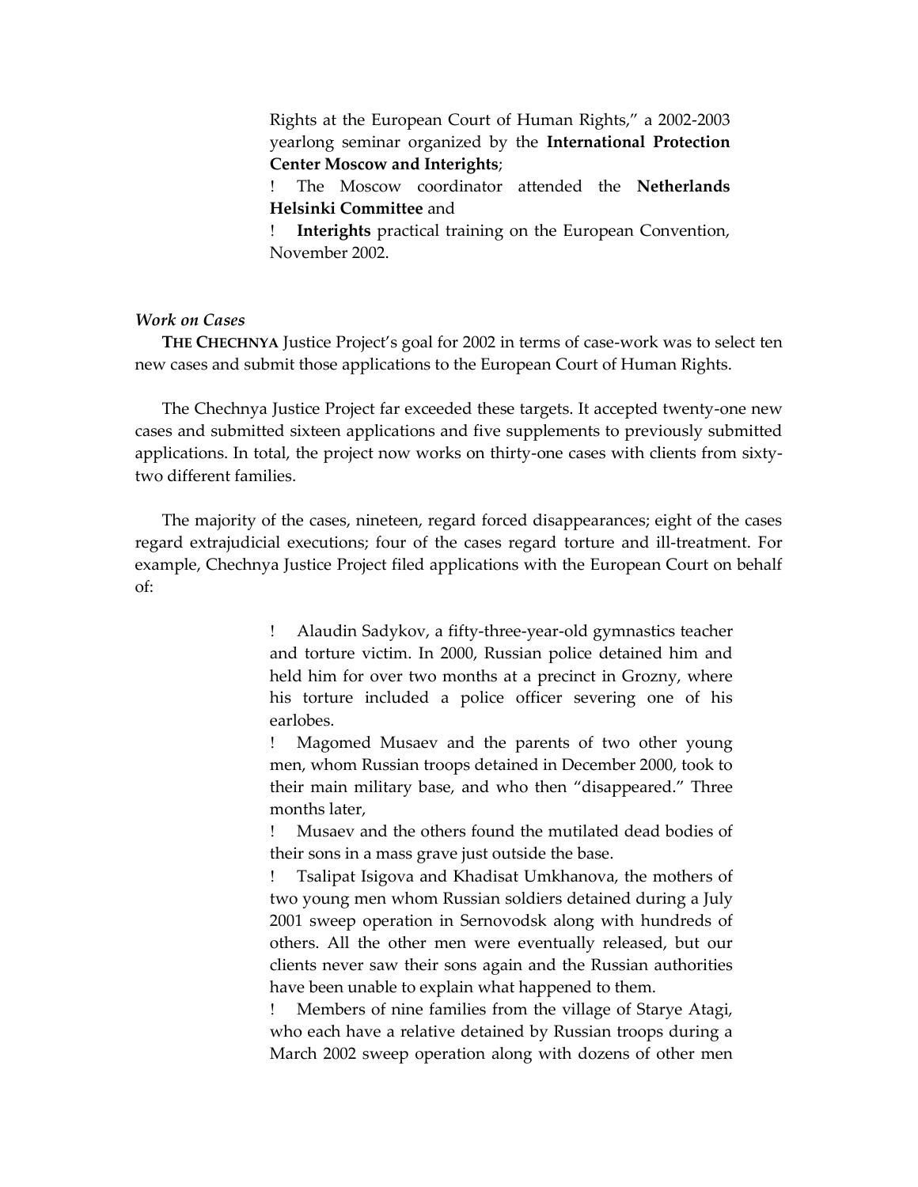Rights at the European Court of Human Rights," a 2002-2003 yearlong seminar organized by the **International Protection Center Moscow and Interights**;

- The Moscow coordinator attended the **Netherlands Helsinki Committee** and
- **Interights** practical training on the European Convention, November 2002.

### *Work on Cases*

**THE CHECHNYA** Justice Project's goal for 2002 in terms of case-work was to select ten new cases and submit those applications to the European Court of Human Rights.

The Chechnya Justice Project far exceeded these targets. It accepted twenty-one new cases and submitted sixteen applications and five supplements to previously submitted applications. In total, the project now works on thirty-one cases with clients from sixty-two different families.

The majority of the cases, nineteen, regard forced disappearances; eight of the cases regard extrajudicial executions; four of the cases regard torture and ill-treatment. For example, Chechnya Justice Project filed applications with the European Court on behalf of:

- Alaudin Sadykov, a fifty-three-year-old gymnastics teacher and torture victim. In 2000, Russian police detained him and held him for over two months at a precinct in Grozny, where his torture included a police officer severing one of his earlobes.
- Magomed Musaev and the parents of two other young men, whom Russian troops detained in December 2000, took to their main military base, and who then "disappeared." Three months later,
- Musaev and the others found the mutilated dead bodies of their sons in a mass grave just outside the base.
- Tsalipat Isigova and Khadisat Umkhanova, the mothers of two young men whom Russian soldiers detained during a July 2001 sweep operation in Sernovodsk along with hundreds of others. All the other men were eventually released, but our clients never saw their sons again and the Russian authorities have been unable to explain what happened to them.
- Members of nine families from the village of Starye Atagi, who each have a relative detained by Russian troops during a March 2002 sweep operation along with dozens of other men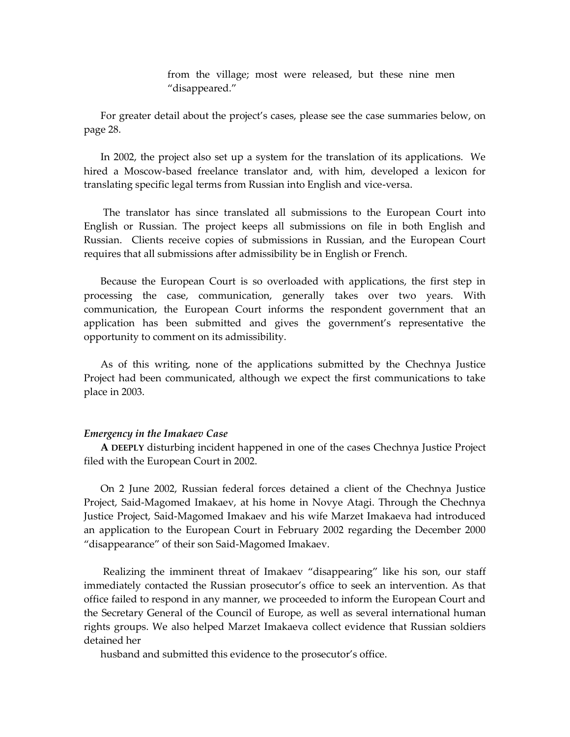from the village; most were released, but these nine men "disappeared."

For greater detail about the project's cases, please see the case summaries below, on page 28.

In 2002, the project also set up a system for the translation of its applications. We hired a Moscow-based freelance translator and, with him, developed a lexicon for translating specific legal terms from Russian into English and vice-versa.

The translator has since translated all submissions to the European Court into English or Russian. The project keeps all submissions on file in both English and Russian. Clients receive copies of submissions in Russian, and the European Court requires that all submissions after admissibility be in English or French.

Because the European Court is so overloaded with applications, the first step in processing the case, communication, generally takes over two years. With communication, the European Court informs the respondent government that an application has been submitted and gives the government's representative the opportunity to comment on its admissibility.

As of this writing, none of the applications submitted by the Chechnya Justice Project had been communicated, although we expect the first communications to take place in 2003.

### *Emergency in the Imakaev Case*

**A DEEPLY** disturbing incident happened in one of the cases Chechnya Justice Project filed with the European Court in 2002.

On 2 June 2002, Russian federal forces detained a client of the Chechnya Justice Project, Said-Magomed Imakaev, at his home in Novye Atagi. Through the Chechnya Justice Project, Said-Magomed Imakaev and his wife Marzet Imakaeva had introduced an application to the European Court in February 2002 regarding the December 2000 "disappearance" of their son Said-Magomed Imakaev.

Realizing the imminent threat of Imakaev "disappearing" like his son, our staff immediately contacted the Russian prosecutor's office to seek an intervention. As that office failed to respond in any manner, we proceeded to inform the European Court and the Secretary General of the Council of Europe, as well as several international human rights groups. We also helped Marzet Imakaeva collect evidence that Russian soldiers detained her husband and submitted this evidence to the prosecutor's office.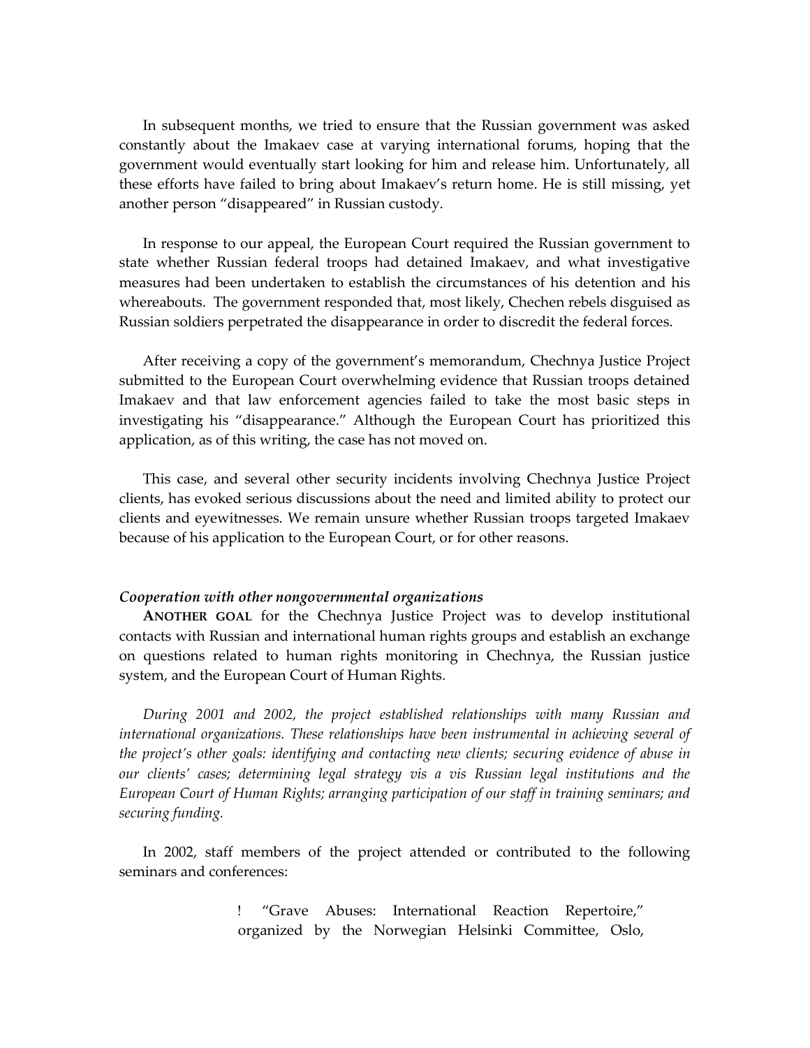In subsequent months, we tried to ensure that the Russian government was asked constantly about the Imakaev case at varying international forums, hoping that the government would eventually start looking for him and release him. Unfortunately, all these efforts have failed to bring about Imakaev's return home. He is still missing, yet another person "disappeared" in Russian custody.

In response to our appeal, the European Court required the Russian government to state whether Russian federal troops had detained Imakaev, and what investigative measures had been undertaken to establish the circumstances of his detention and his whereabouts. The government responded that, most likely, Chechen rebels disguised as Russian soldiers perpetrated the disappearance in order to discredit the federal forces.

After receiving a copy of the government's memorandum, Chechnya Justice Project submitted to the European Court overwhelming evidence that Russian troops detained Imakaev and that law enforcement agencies failed to take the most basic steps in investigating his "disappearance." Although the European Court has prioritized this application, as of this writing, the case has not moved on.

This case, and several other security incidents involving Chechnya Justice Project clients, has evoked serious discussions about the need and limited ability to protect our clients and eyewitnesses. We remain unsure whether Russian troops targeted Imakaev because of his application to the European Court, or for other reasons.

***Cooperation with other nongovernmental organizations***

**ANOTHER GOAL** for the Chechnya Justice Project was to develop institutional contacts with Russian and international human rights groups and establish an exchange on questions related to human rights monitoring in Chechnya, the Russian justice system, and the European Court of Human Rights.

*During 2001 and 2002, the project established relationships with many Russian and international organizations. These relationships have been instrumental in achieving several of the project's other goals: identifying and contacting new clients; securing evidence of abuse in our clients' cases; determining legal strategy vis a vis Russian legal institutions and the European Court of Human Rights; arranging participation of our staff in training seminars; and securing funding.*

In 2002, staff members of the project attended or contributed to the following seminars and conferences:

- "Grave Abuses: International Reaction Repertoire," organized by the Norwegian Helsinki Committee, Oslo,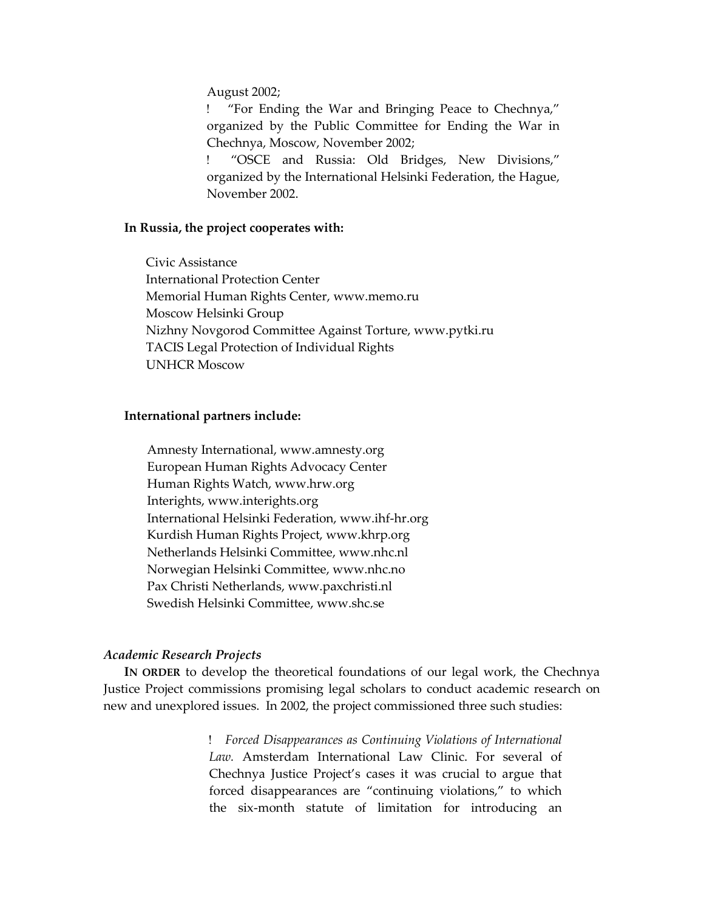August 2002;

- "For Ending the War and Bringing Peace to Chechnya," organized by the Public Committee for Ending the War in Chechnya, Moscow, November 2002;
- "OSCE and Russia: Old Bridges, New Divisions," organized by the International Helsinki Federation, the Hague, November 2002.

**In Russia, the project cooperates with:**

Civic Assistance
International Protection Center
Memorial Human Rights Center, www.memo.ru
Moscow Helsinki Group
Nizhny Novgorod Committee Against Torture, www.pytki.ru
TACIS Legal Protection of Individual Rights
UNHCR Moscow

**International partners include:**

Amnesty International, www.amnesty.org
European Human Rights Advocacy Center
Human Rights Watch, www.hrw.org
Interights, www.interights.org
International Helsinki Federation, www.ihf-hr.org
Kurdish Human Rights Project, www.khrp.org
Netherlands Helsinki Committee, www.nhc.nl
Norwegian Helsinki Committee, www.nhc.no
Pax Christi Netherlands, www.paxchristi.nl
Swedish Helsinki Committee, www.shc.se

*Academic Research Projects*

**IN ORDER** to develop the theoretical foundations of our legal work, the Chechnya Justice Project commissions promising legal scholars to conduct academic research on new and unexplored issues. In 2002, the project commissioned three such studies:

- *Forced Disappearances as Continuing Violations of International Law.* Amsterdam International Law Clinic. For several of Chechnya Justice Project's cases it was crucial to argue that forced disappearances are "continuing violations," to which the six-month statute of limitation for introducing an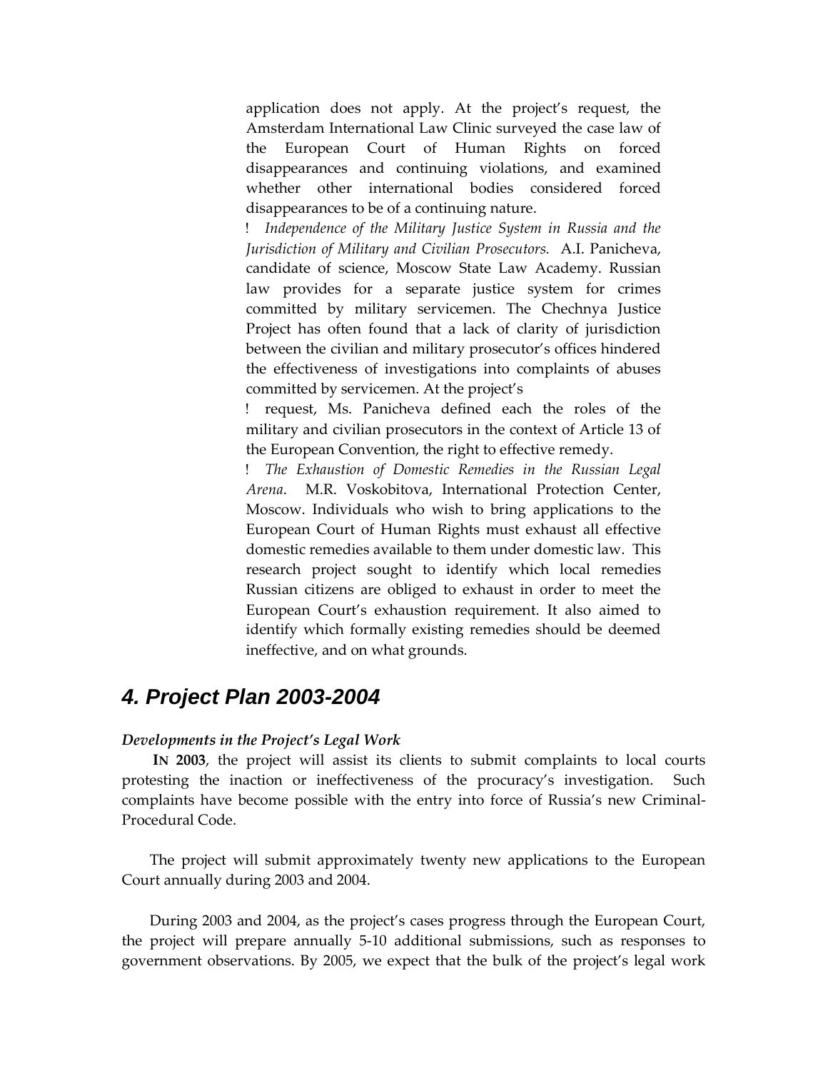application does not apply. At the project's request, the Amsterdam International Law Clinic surveyed the case law of the European Court of Human Rights on forced disappearances and continuing violations, and examined whether other international bodies considered forced disappearances to be of a continuing nature.

- *Independence of the Military Justice System in Russia and the Jurisdiction of Military and Civilian Prosecutors.* A.I. Panicheva, candidate of science, Moscow State Law Academy. Russian law provides for a separate justice system for crimes committed by military servicemen. The Chechnya Justice Project has often found that a lack of clarity of jurisdiction between the civilian and military prosecutor's offices hindered the effectiveness of investigations into complaints of abuses committed by servicemen. At the project's

- request, Ms. Panicheva defined each the roles of the military and civilian prosecutors in the context of Article 13 of the European Convention, the right to effective remedy.

- *The Exhaustion of Domestic Remedies in the Russian Legal Arena*. M.R. Voskobitova, International Protection Center, Moscow. Individuals who wish to bring applications to the European Court of Human Rights must exhaust all effective domestic remedies available to them under domestic law. This research project sought to identify which local remedies Russian citizens are obliged to exhaust in order to meet the European Court's exhaustion requirement. It also aimed to identify which formally existing remedies should be deemed ineffective, and on what grounds.

## 4. Project Plan 2003-2004

### *Developments in the Project's Legal Work*

**IN 2003**, the project will assist its clients to submit complaints to local courts protesting the inaction or ineffectiveness of the procuracy's investigation. Such complaints have become possible with the entry into force of Russia's new Criminal-Procedural Code.

The project will submit approximately twenty new applications to the European Court annually during 2003 and 2004.

During 2003 and 2004, as the project's cases progress through the European Court, the project will prepare annually 5-10 additional submissions, such as responses to government observations. By 2005, we expect that the bulk of the project's legal work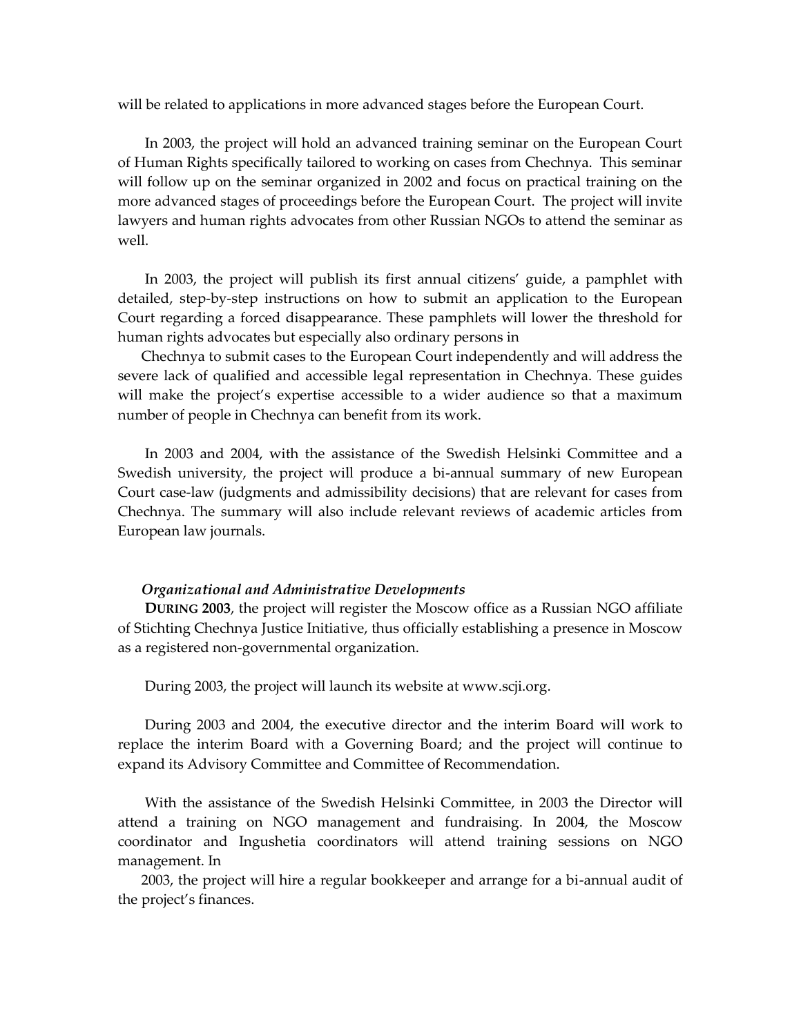will be related to applications in more advanced stages before the European Court.

In 2003, the project will hold an advanced training seminar on the European Court of Human Rights specifically tailored to working on cases from Chechnya. This seminar will follow up on the seminar organized in 2002 and focus on practical training on the more advanced stages of proceedings before the European Court. The project will invite lawyers and human rights advocates from other Russian NGOs to attend the seminar as well.

In 2003, the project will publish its first annual citizens' guide, a pamphlet with detailed, step-by-step instructions on how to submit an application to the European Court regarding a forced disappearance. These pamphlets will lower the threshold for human rights advocates but especially also ordinary persons in Chechnya to submit cases to the European Court independently and will address the severe lack of qualified and accessible legal representation in Chechnya. These guides will make the project's expertise accessible to a wider audience so that a maximum number of people in Chechnya can benefit from its work.

In 2003 and 2004, with the assistance of the Swedish Helsinki Committee and a Swedish university, the project will produce a bi-annual summary of new European Court case-law (judgments and admissibility decisions) that are relevant for cases from Chechnya. The summary will also include relevant reviews of academic articles from European law journals.

### *Organizational and Administrative Developments*

**DURING 2003**, the project will register the Moscow office as a Russian NGO affiliate of Stichting Chechnya Justice Initiative, thus officially establishing a presence in Moscow as a registered non-governmental organization.

During 2003, the project will launch its website at www.scji.org.

During 2003 and 2004, the executive director and the interim Board will work to replace the interim Board with a Governing Board; and the project will continue to expand its Advisory Committee and Committee of Recommendation.

With the assistance of the Swedish Helsinki Committee, in 2003 the Director will attend a training on NGO management and fundraising. In 2004, the Moscow coordinator and Ingushetia coordinators will attend training sessions on NGO management. In 2003, the project will hire a regular bookkeeper and arrange for a bi-annual audit of the project's finances.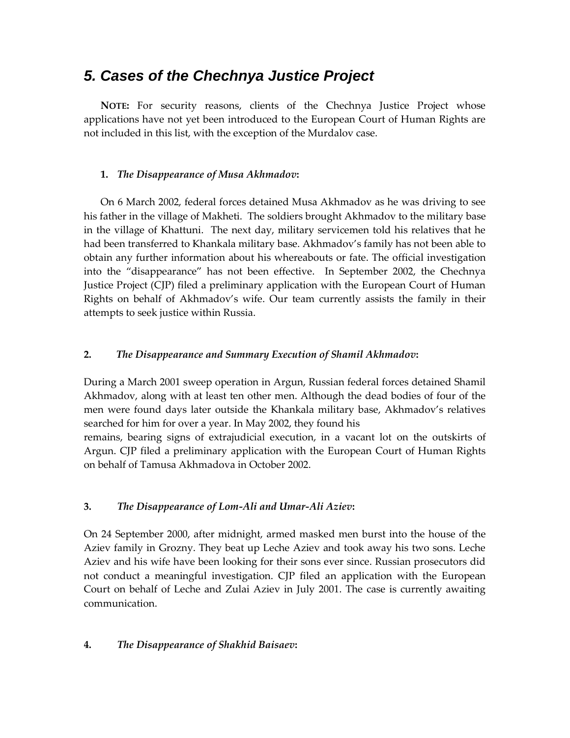## *5. Cases of the Chechnya Justice Project*

**NOTE:** For security reasons, clients of the Chechnya Justice Project whose applications have not yet been introduced to the European Court of Human Rights are not included in this list, with the exception of the Murdalov case.

**1.** ***The Disappearance of Musa Akhmadov*:**

On 6 March 2002, federal forces detained Musa Akhmadov as he was driving to see his father in the village of Makheti. The soldiers brought Akhmadov to the military base in the village of Khattuni. The next day, military servicemen told his relatives that he had been transferred to Khankala military base. Akhmadov's family has not been able to obtain any further information about his whereabouts or fate. The official investigation into the "disappearance" has not been effective. In September 2002, the Chechnya Justice Project (CJP) filed a preliminary application with the European Court of Human Rights on behalf of Akhmadov's wife. Our team currently assists the family in their attempts to seek justice within Russia.

**2.** ***The Disappearance and Summary Execution of Shamil Akhmadov*:**

During a March 2001 sweep operation in Argun, Russian federal forces detained Shamil Akhmadov, along with at least ten other men. Although the dead bodies of four of the men were found days later outside the Khankala military base, Akhmadov's relatives searched for him for over a year. In May 2002, they found his remains, bearing signs of extrajudicial execution, in a vacant lot on the outskirts of Argun. CJP filed a preliminary application with the European Court of Human Rights on behalf of Tamusa Akhmadova in October 2002.

**3.** ***The Disappearance of Lom-Ali and Umar-Ali Aziev*:**

On 24 September 2000, after midnight, armed masked men burst into the house of the Aziev family in Grozny. They beat up Leche Aziev and took away his two sons. Leche Aziev and his wife have been looking for their sons ever since. Russian prosecutors did not conduct a meaningful investigation. CJP filed an application with the European Court on behalf of Leche and Zulai Aziev in July 2001. The case is currently awaiting communication.

**4.** ***The Disappearance of Shakhid Baisaev*:**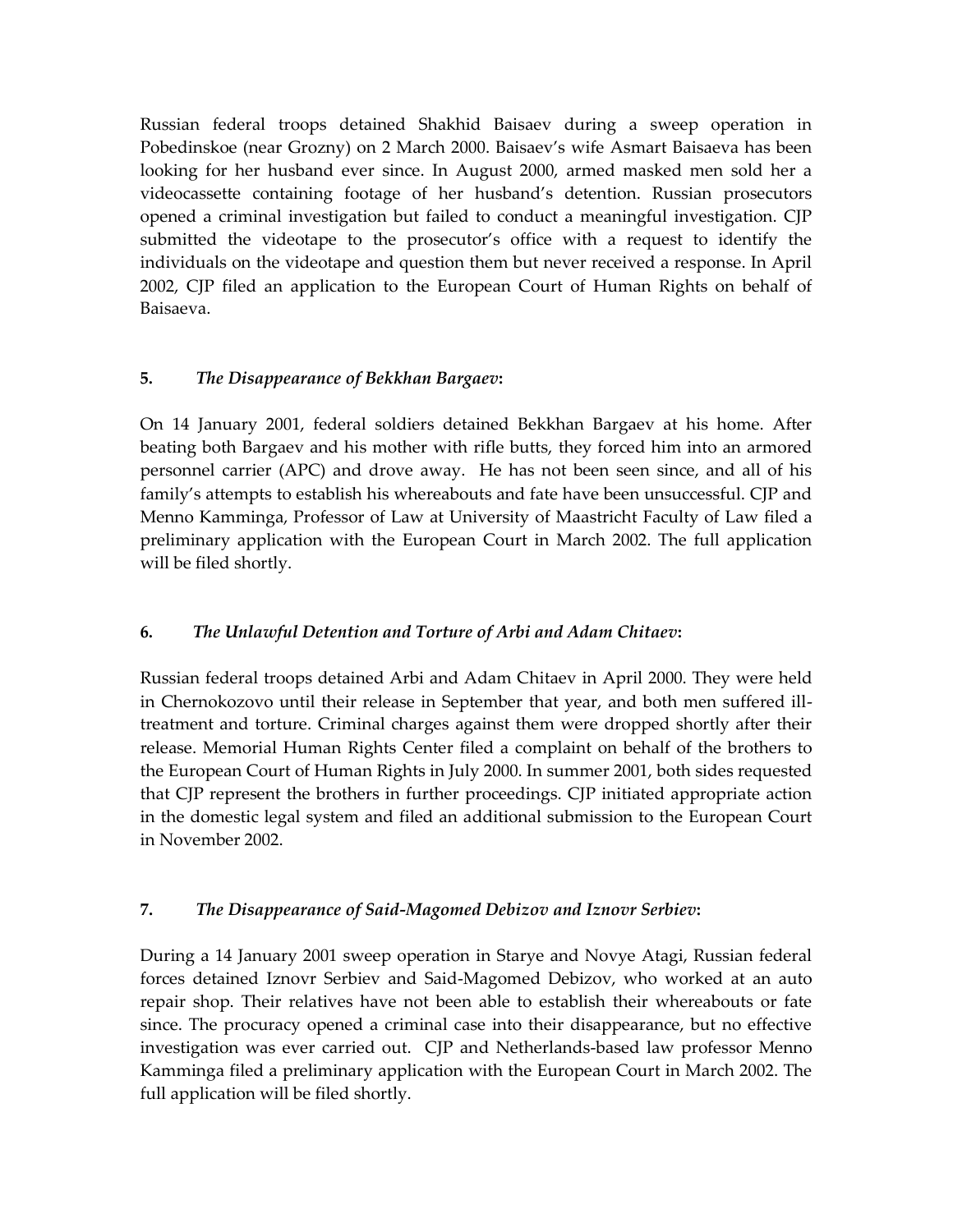Russian federal troops detained Shakhid Baisaev during a sweep operation in Pobedinskoe (near Grozny) on 2 March 2000. Baisaev's wife Asmart Baisaeva has been looking for her husband ever since. In August 2000, armed masked men sold her a videocassette containing footage of her husband's detention. Russian prosecutors opened a criminal investigation but failed to conduct a meaningful investigation. CJP submitted the videotape to the prosecutor's office with a request to identify the individuals on the videotape and question them but never received a response. In April 2002, CJP filed an application to the European Court of Human Rights on behalf of Baisaeva.

**5.** ***The Disappearance of Bekkhan Bargaev*:**

On 14 January 2001, federal soldiers detained Bekkhan Bargaev at his home. After beating both Bargaev and his mother with rifle butts, they forced him into an armored personnel carrier (APC) and drove away. He has not been seen since, and all of his family's attempts to establish his whereabouts and fate have been unsuccessful. CJP and Menno Kamminga, Professor of Law at University of Maastricht Faculty of Law filed a preliminary application with the European Court in March 2002. The full application will be filed shortly.

**6.** ***The Unlawful Detention and Torture of Arbi and Adam Chitaev*:**

Russian federal troops detained Arbi and Adam Chitaev in April 2000. They were held in Chernokozovo until their release in September that year, and both men suffered ill-treatment and torture. Criminal charges against them were dropped shortly after their release. Memorial Human Rights Center filed a complaint on behalf of the brothers to the European Court of Human Rights in July 2000. In summer 2001, both sides requested that CJP represent the brothers in further proceedings. CJP initiated appropriate action in the domestic legal system and filed an additional submission to the European Court in November 2002.

**7.** ***The Disappearance of Said-Magomed Debizov and Iznovr Serbiev*:**

During a 14 January 2001 sweep operation in Starye and Novye Atagi, Russian federal forces detained Iznovr Serbiev and Said-Magomed Debizov, who worked at an auto repair shop. Their relatives have not been able to establish their whereabouts or fate since. The procuracy opened a criminal case into their disappearance, but no effective investigation was ever carried out. CJP and Netherlands-based law professor Menno Kamminga filed a preliminary application with the European Court in March 2002. The full application will be filed shortly.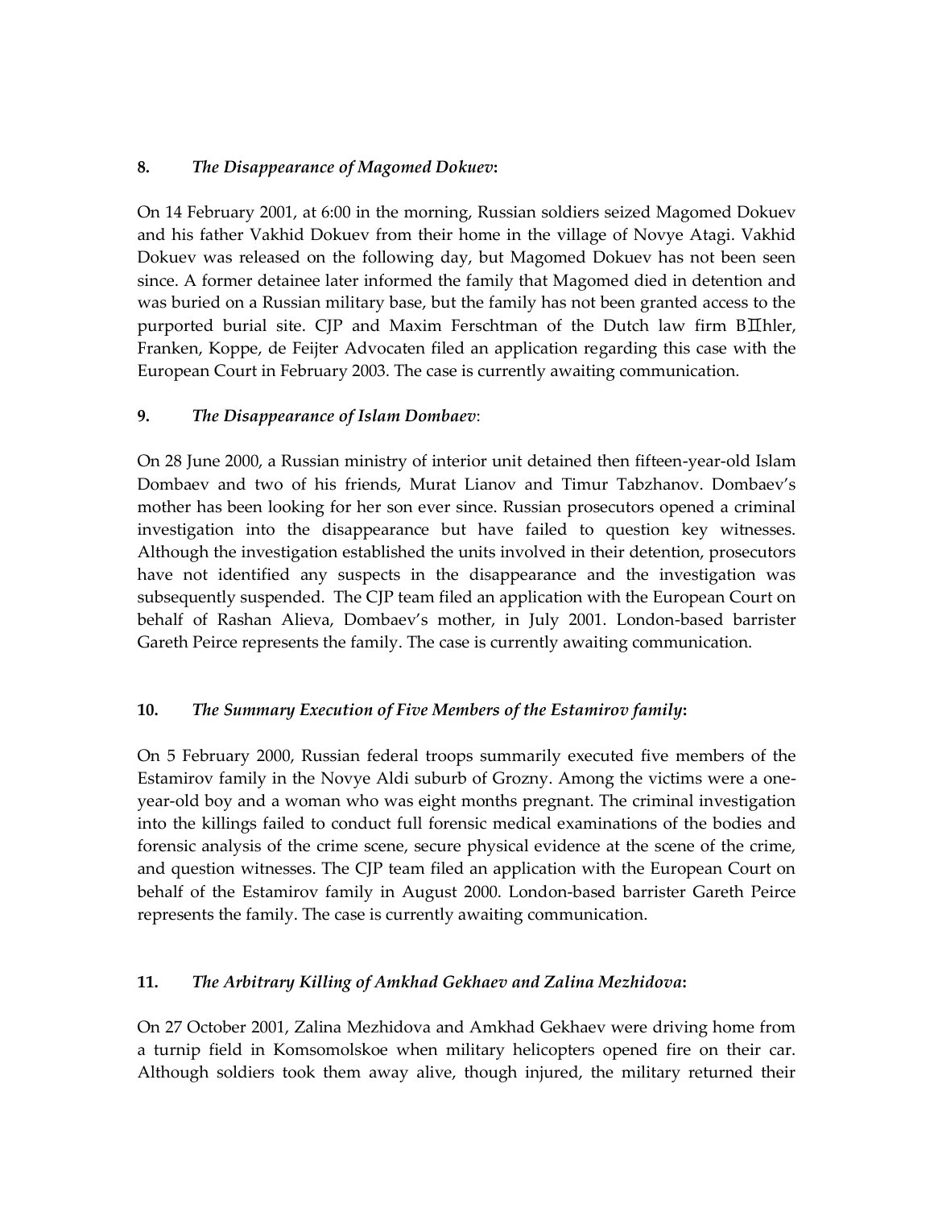**8.** ***The Disappearance of Magomed Dokuev*****:**

On 14 February 2001, at 6:00 in the morning, Russian soldiers seized Magomed Dokuev and his father Vakhid Dokuev from their home in the village of Novye Atagi. Vakhid Dokuev was released on the following day, but Magomed Dokuev has not been seen since. A former detainee later informed the family that Magomed died in detention and was buried on a Russian military base, but the family has not been granted access to the purported burial site. CJP and Maxim Ferschtman of the Dutch law firm BⅡhler, Franken, Koppe, de Feijter Advocaten filed an application regarding this case with the European Court in February 2003. The case is currently awaiting communication.

**9.** ***The Disappearance of Islam Dombaev*****:**

On 28 June 2000, a Russian ministry of interior unit detained then fifteen-year-old Islam Dombaev and two of his friends, Murat Lianov and Timur Tabzhanov. Dombaev's mother has been looking for her son ever since. Russian prosecutors opened a criminal investigation into the disappearance but have failed to question key witnesses. Although the investigation established the units involved in their detention, prosecutors have not identified any suspects in the disappearance and the investigation was subsequently suspended. The CJP team filed an application with the European Court on behalf of Rashan Alieva, Dombaev's mother, in July 2001. London-based barrister Gareth Peirce represents the family. The case is currently awaiting communication.

**10.** ***The Summary Execution of Five Members of the Estamirov family*****:**

On 5 February 2000, Russian federal troops summarily executed five members of the Estamirov family in the Novye Aldi suburb of Grozny. Among the victims were a one-year-old boy and a woman who was eight months pregnant. The criminal investigation into the killings failed to conduct full forensic medical examinations of the bodies and forensic analysis of the crime scene, secure physical evidence at the scene of the crime, and question witnesses. The CJP team filed an application with the European Court on behalf of the Estamirov family in August 2000. London-based barrister Gareth Peirce represents the family. The case is currently awaiting communication.

**11.** ***The Arbitrary Killing of Amkhad Gekhaev and Zalina Mezhidova*****:**

On 27 October 2001, Zalina Mezhidova and Amkhad Gekhaev were driving home from a turnip field in Komsomolskoe when military helicopters opened fire on their car. Although soldiers took them away alive, though injured, the military returned their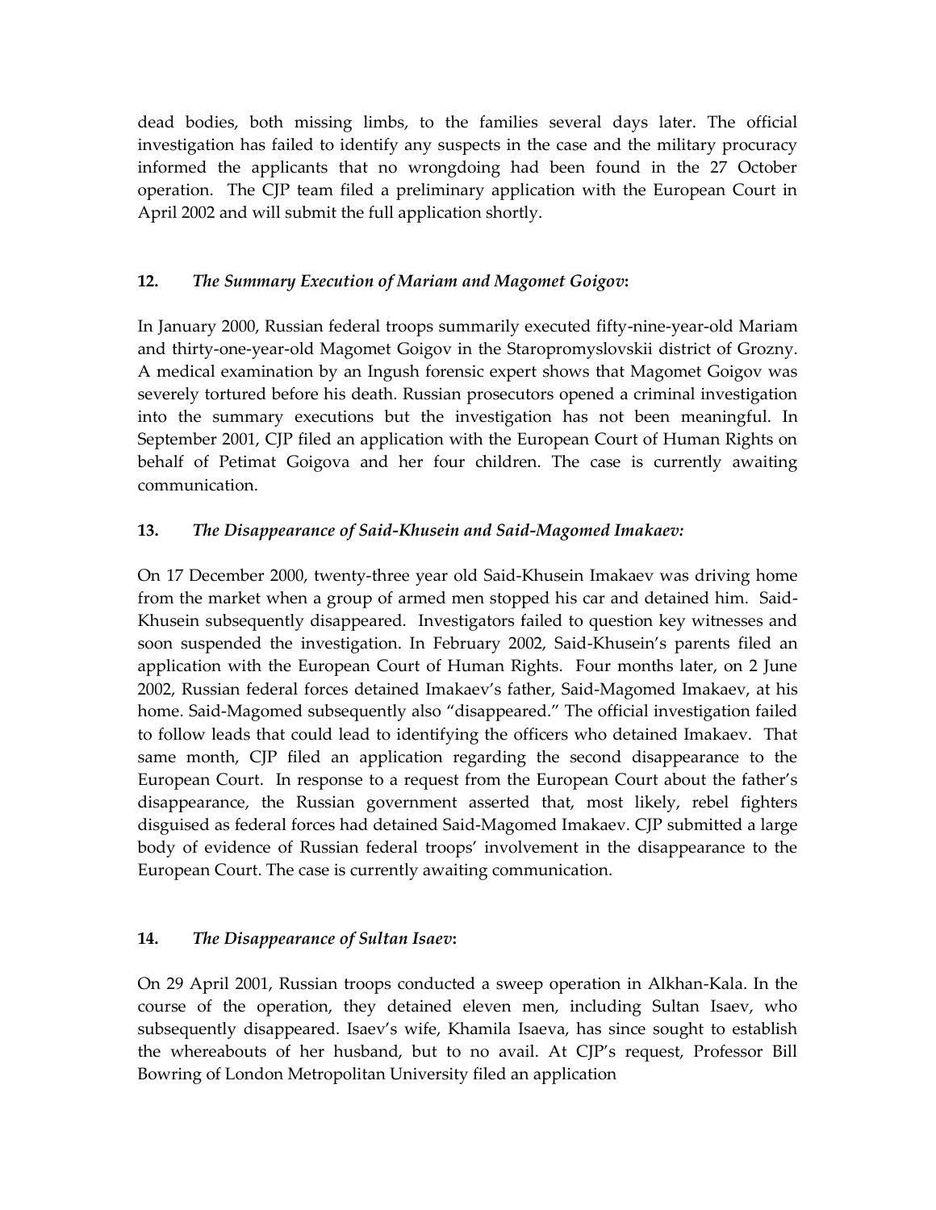dead bodies, both missing limbs, to the families several days later. The official investigation has failed to identify any suspects in the case and the military procuracy informed the applicants that no wrongdoing had been found in the 27 October operation. The CJP team filed a preliminary application with the European Court in April 2002 and will submit the full application shortly.

**12. *The Summary Execution of Mariam and Magomet Goigov*:**

In January 2000, Russian federal troops summarily executed fifty-nine-year-old Mariam and thirty-one-year-old Magomet Goigov in the Staropromyslovskii district of Grozny. A medical examination by an Ingush forensic expert shows that Magomet Goigov was severely tortured before his death. Russian prosecutors opened a criminal investigation into the summary executions but the investigation has not been meaningful. In September 2001, CJP filed an application with the European Court of Human Rights on behalf of Petimat Goigova and her four children. The case is currently awaiting communication.

**13. *The Disappearance of Said-Khusein and Said-Magomed Imakaev:***

On 17 December 2000, twenty-three year old Said-Khusein Imakaev was driving home from the market when a group of armed men stopped his car and detained him. Said-Khusein subsequently disappeared. Investigators failed to question key witnesses and soon suspended the investigation. In February 2002, Said-Khusein's parents filed an application with the European Court of Human Rights. Four months later, on 2 June 2002, Russian federal forces detained Imakaev's father, Said-Magomed Imakaev, at his home. Said-Magomed subsequently also "disappeared." The official investigation failed to follow leads that could lead to identifying the officers who detained Imakaev. That same month, CJP filed an application regarding the second disappearance to the European Court. In response to a request from the European Court about the father's disappearance, the Russian government asserted that, most likely, rebel fighters disguised as federal forces had detained Said-Magomed Imakaev. CJP submitted a large body of evidence of Russian federal troops' involvement in the disappearance to the European Court. The case is currently awaiting communication.

**14. *The Disappearance of Sultan Isaev*:**

On 29 April 2001, Russian troops conducted a sweep operation in Alkhan-Kala. In the course of the operation, they detained eleven men, including Sultan Isaev, who subsequently disappeared. Isaev's wife, Khamila Isaeva, has since sought to establish the whereabouts of her husband, but to no avail. At CJP's request, Professor Bill Bowring of London Metropolitan University filed an application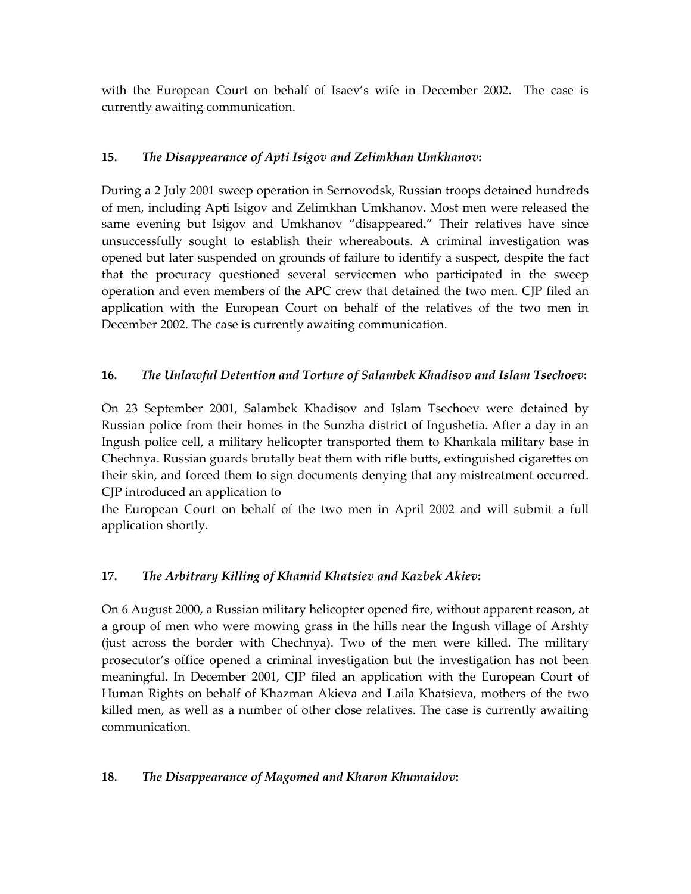with the European Court on behalf of Isaev's wife in December 2002. The case is currently awaiting communication.

**15.** ***The Disappearance of Apti Isigov and Zelimkhan Umkhanov*****:**

During a 2 July 2001 sweep operation in Sernovodsk, Russian troops detained hundreds of men, including Apti Isigov and Zelimkhan Umkhanov. Most men were released the same evening but Isigov and Umkhanov "disappeared." Their relatives have since unsuccessfully sought to establish their whereabouts. A criminal investigation was opened but later suspended on grounds of failure to identify a suspect, despite the fact that the procuracy questioned several servicemen who participated in the sweep operation and even members of the APC crew that detained the two men. CJP filed an application with the European Court on behalf of the relatives of the two men in December 2002. The case is currently awaiting communication.

**16.** ***The Unlawful Detention and Torture of Salambek Khadisov and Islam Tsechoev*****:**

On 23 September 2001, Salambek Khadisov and Islam Tsechoev were detained by Russian police from their homes in the Sunzha district of Ingushetia. After a day in an Ingush police cell, a military helicopter transported them to Khankala military base in Chechnya. Russian guards brutally beat them with rifle butts, extinguished cigarettes on their skin, and forced them to sign documents denying that any mistreatment occurred. CJP introduced an application to the European Court on behalf of the two men in April 2002 and will submit a full application shortly.

**17.** ***The Arbitrary Killing of Khamid Khatsiev and Kazbek Akiev*****:**

On 6 August 2000, a Russian military helicopter opened fire, without apparent reason, at a group of men who were mowing grass in the hills near the Ingush village of Arshty (just across the border with Chechnya). Two of the men were killed. The military prosecutor's office opened a criminal investigation but the investigation has not been meaningful. In December 2001, CJP filed an application with the European Court of Human Rights on behalf of Khazman Akieva and Laila Khatsieva, mothers of the two killed men, as well as a number of other close relatives. The case is currently awaiting communication.

**18.** ***The Disappearance of Magomed and Kharon Khumaidov*****:**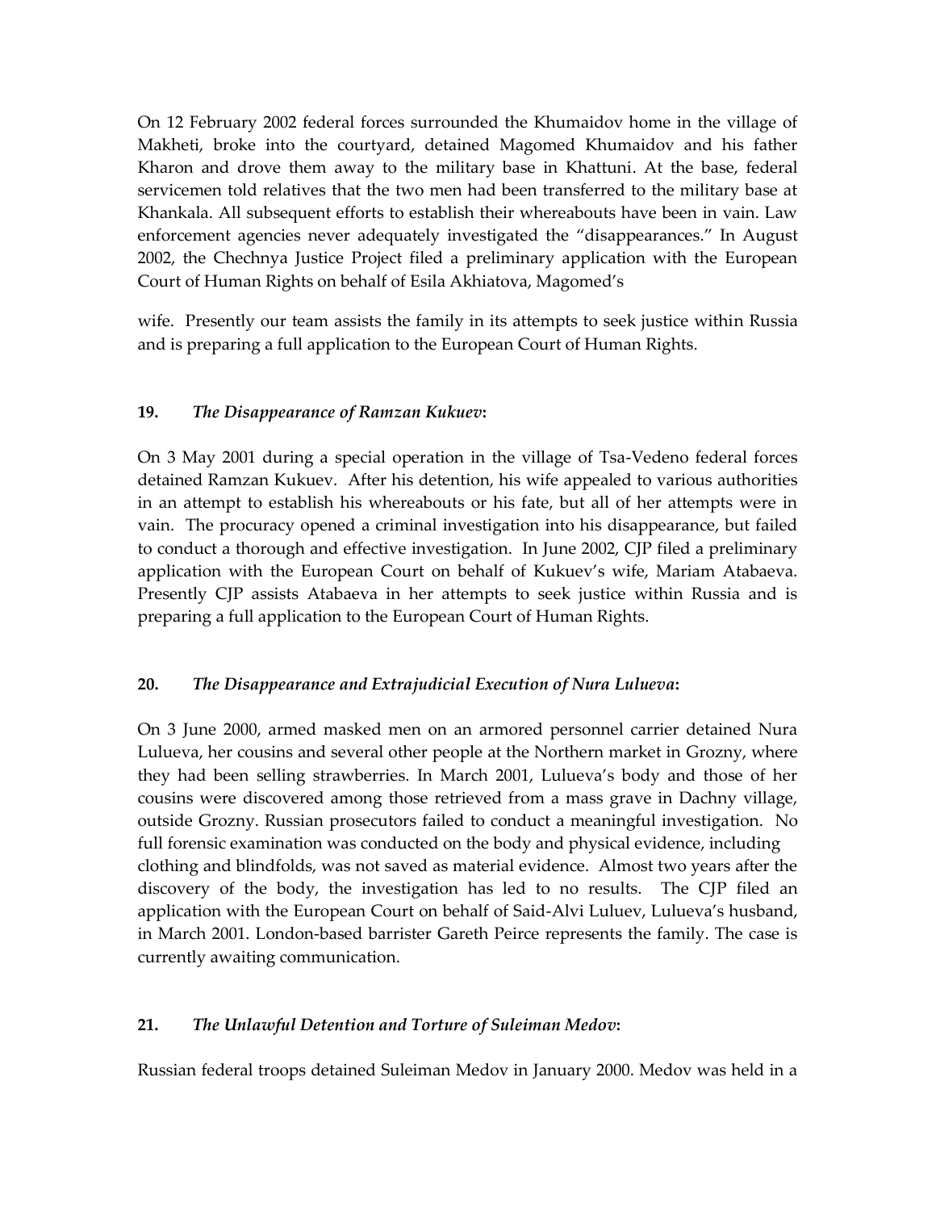On 12 February 2002 federal forces surrounded the Khumaidov home in the village of Makheti, broke into the courtyard, detained Magomed Khumaidov and his father Kharon and drove them away to the military base in Khattuni. At the base, federal servicemen told relatives that the two men had been transferred to the military base at Khankala. All subsequent efforts to establish their whereabouts have been in vain. Law enforcement agencies never adequately investigated the "disappearances." In August 2002, the Chechnya Justice Project filed a preliminary application with the European Court of Human Rights on behalf of Esila Akhiatova, Magomed's wife. Presently our team assists the family in its attempts to seek justice within Russia and is preparing a full application to the European Court of Human Rights.

**19.** ***The Disappearance of Ramzan Kukuev*:**

On 3 May 2001 during a special operation in the village of Tsa-Vedeno federal forces detained Ramzan Kukuev. After his detention, his wife appealed to various authorities in an attempt to establish his whereabouts or his fate, but all of her attempts were in vain. The procuracy opened a criminal investigation into his disappearance, but failed to conduct a thorough and effective investigation. In June 2002, CJP filed a preliminary application with the European Court on behalf of Kukuev's wife, Mariam Atabaeva. Presently CJP assists Atabaeva in her attempts to seek justice within Russia and is preparing a full application to the European Court of Human Rights.

**20.** ***The Disappearance and Extrajudicial Execution of Nura Lulueva*:**

On 3 June 2000, armed masked men on an armored personnel carrier detained Nura Lulueva, her cousins and several other people at the Northern market in Grozny, where they had been selling strawberries. In March 2001, Lulueva's body and those of her cousins were discovered among those retrieved from a mass grave in Dachny village, outside Grozny. Russian prosecutors failed to conduct a meaningful investigation. No full forensic examination was conducted on the body and physical evidence, including clothing and blindfolds, was not saved as material evidence. Almost two years after the discovery of the body, the investigation has led to no results. The CJP filed an application with the European Court on behalf of Said-Alvi Luluev, Lulueva's husband, in March 2001. London-based barrister Gareth Peirce represents the family. The case is currently awaiting communication.

**21.** ***The Unlawful Detention and Torture of Suleiman Medov*:**

Russian federal troops detained Suleiman Medov in January 2000. Medov was held in a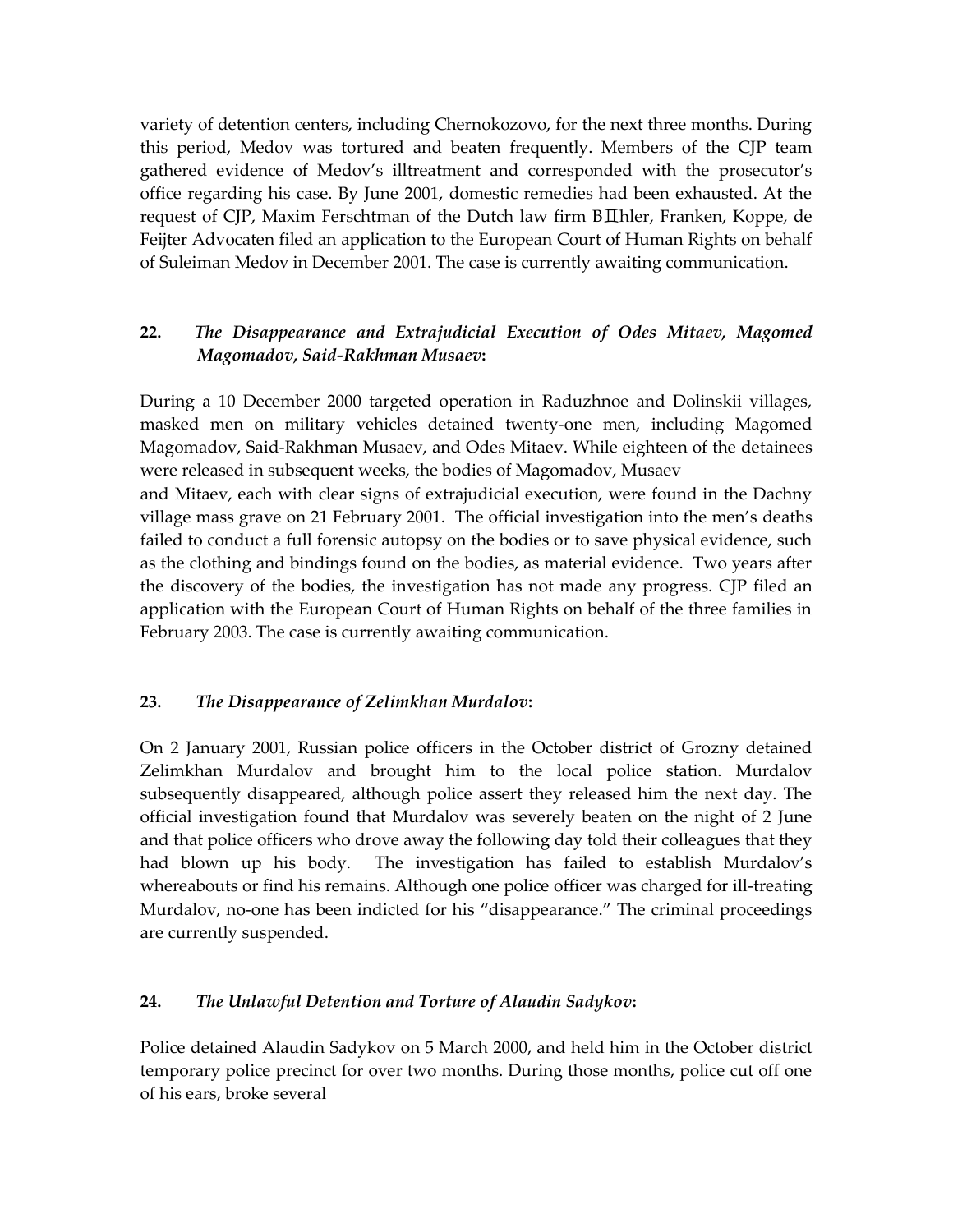variety of detention centers, including Chernokozovo, for the next three months. During this period, Medov was tortured and beaten frequently. Members of the CJP team gathered evidence of Medov's illtreatment and corresponded with the prosecutor's office regarding his case. By June 2001, domestic remedies had been exhausted. At the request of CJP, Maxim Ferschtman of the Dutch law firm BⅡhler, Franken, Koppe, de Feijter Advocaten filed an application to the European Court of Human Rights on behalf of Suleiman Medov in December 2001. The case is currently awaiting communication.

### 22. *The Disappearance and Extrajudicial Execution of Odes Mitaev, Magomed Magomadov, Said-Rakhman Musaev*:

During a 10 December 2000 targeted operation in Raduzhnoe and Dolinskii villages, masked men on military vehicles detained twenty-one men, including Magomed Magomadov, Said-Rakhman Musaev, and Odes Mitaev. While eighteen of the detainees were released in subsequent weeks, the bodies of Magomadov, Musaev and Mitaev, each with clear signs of extrajudicial execution, were found in the Dachny village mass grave on 21 February 2001. The official investigation into the men's deaths failed to conduct a full forensic autopsy on the bodies or to save physical evidence, such as the clothing and bindings found on the bodies, as material evidence. Two years after the discovery of the bodies, the investigation has not made any progress. CJP filed an application with the European Court of Human Rights on behalf of the three families in February 2003. The case is currently awaiting communication.

### 23. *The Disappearance of Zelimkhan Murdalov*:

On 2 January 2001, Russian police officers in the October district of Grozny detained Zelimkhan Murdalov and brought him to the local police station. Murdalov subsequently disappeared, although police assert they released him the next day. The official investigation found that Murdalov was severely beaten on the night of 2 June and that police officers who drove away the following day told their colleagues that they had blown up his body. The investigation has failed to establish Murdalov's whereabouts or find his remains. Although one police officer was charged for ill-treating Murdalov, no-one has been indicted for his "disappearance." The criminal proceedings are currently suspended.

### 24. *The Unlawful Detention and Torture of Alaudin Sadykov*:

Police detained Alaudin Sadykov on 5 March 2000, and held him in the October district temporary police precinct for over two months. During those months, police cut off one of his ears, broke several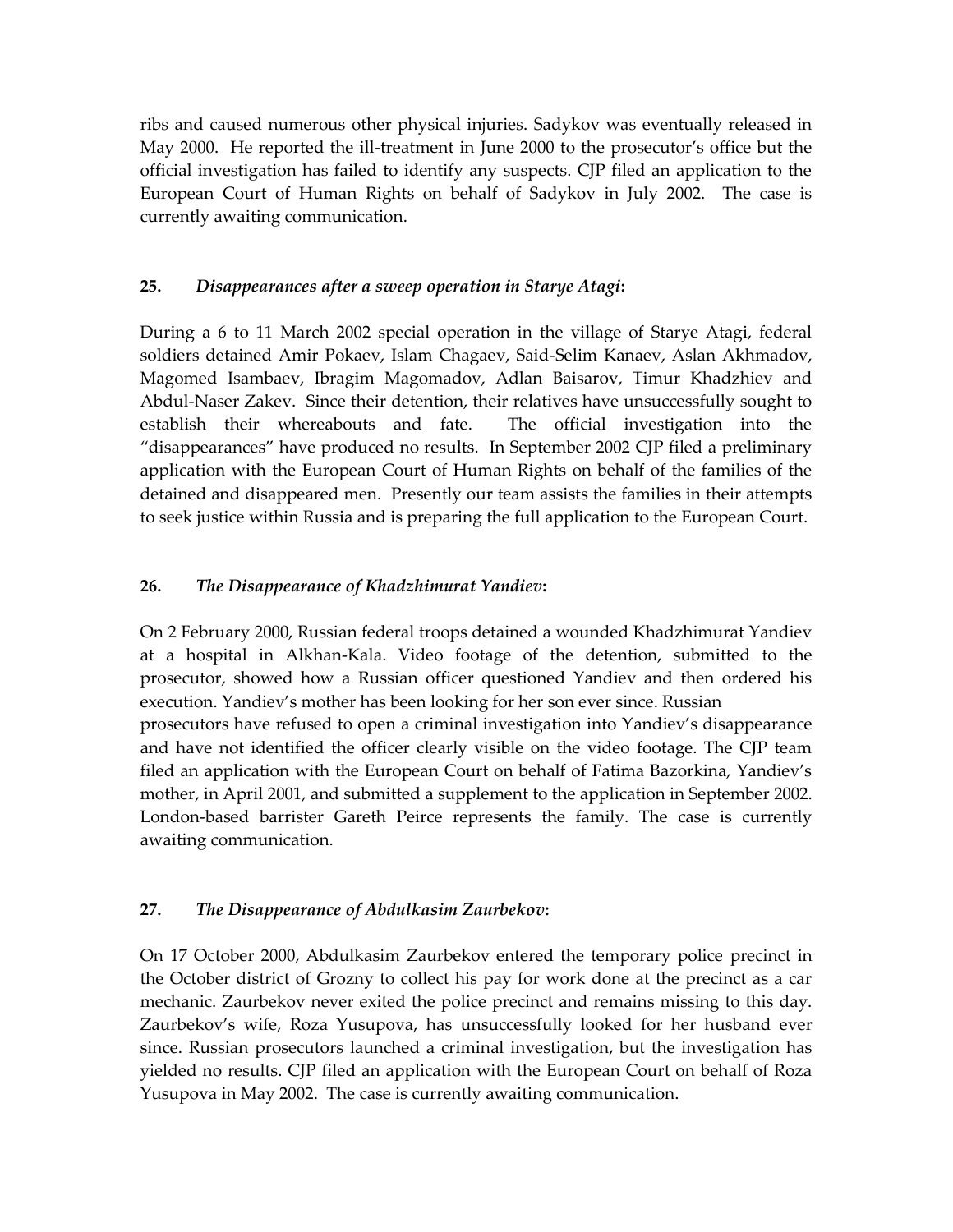ribs and caused numerous other physical injuries. Sadykov was eventually released in May 2000. He reported the ill-treatment in June 2000 to the prosecutor's office but the official investigation has failed to identify any suspects. CJP filed an application to the European Court of Human Rights on behalf of Sadykov in July 2002. The case is currently awaiting communication.

**25.** ***Disappearances after a sweep operation in Starye Atagi*:**

During a 6 to 11 March 2002 special operation in the village of Starye Atagi, federal soldiers detained Amir Pokaev, Islam Chagaev, Said-Selim Kanaev, Aslan Akhmadov, Magomed Isambaev, Ibragim Magomadov, Adlan Baisarov, Timur Khadzhiev and Abdul-Naser Zakev. Since their detention, their relatives have unsuccessfully sought to establish their whereabouts and fate. The official investigation into the "disappearances" have produced no results. In September 2002 CJP filed a preliminary application with the European Court of Human Rights on behalf of the families of the detained and disappeared men. Presently our team assists the families in their attempts to seek justice within Russia and is preparing the full application to the European Court.

**26.** ***The Disappearance of Khadzhimurat Yandiev*:**

On 2 February 2000, Russian federal troops detained a wounded Khadzhimurat Yandiev at a hospital in Alkhan-Kala. Video footage of the detention, submitted to the prosecutor, showed how a Russian officer questioned Yandiev and then ordered his execution. Yandiev's mother has been looking for her son ever since. Russian prosecutors have refused to open a criminal investigation into Yandiev's disappearance and have not identified the officer clearly visible on the video footage. The CJP team filed an application with the European Court on behalf of Fatima Bazorkina, Yandiev's mother, in April 2001, and submitted a supplement to the application in September 2002. London-based barrister Gareth Peirce represents the family. The case is currently awaiting communication.

**27.** ***The Disappearance of Abdulkasim Zaurbekov*:**

On 17 October 2000, Abdulkasim Zaurbekov entered the temporary police precinct in the October district of Grozny to collect his pay for work done at the precinct as a car mechanic. Zaurbekov never exited the police precinct and remains missing to this day. Zaurbekov's wife, Roza Yusupova, has unsuccessfully looked for her husband ever since. Russian prosecutors launched a criminal investigation, but the investigation has yielded no results. CJP filed an application with the European Court on behalf of Roza Yusupova in May 2002. The case is currently awaiting communication.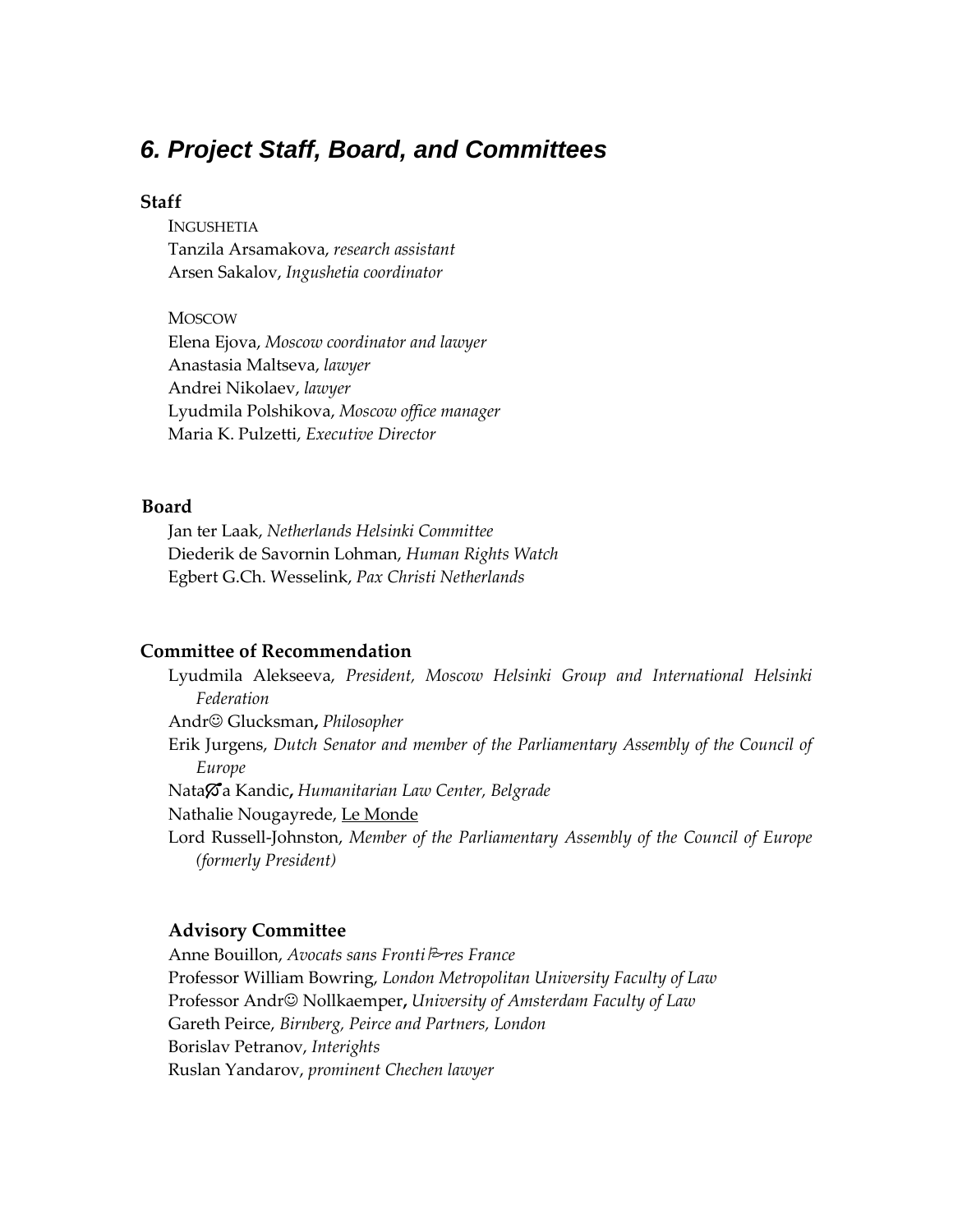## *6. Project Staff, Board, and Committees*

### Staff

INGUSHETIA
Tanzila Arsamakova, *research assistant*
Arsen Sakalov, *Ingushetia coordinator*

MOSCOW
Elena Ejova, *Moscow coordinator and lawyer*
Anastasia Maltseva, *lawyer*
Andrei Nikolaev, *lawyer*
Lyudmila Polshikova, *Moscow office manager*
Maria K. Pulzetti, *Executive Director*

### Board

Jan ter Laak, *Netherlands Helsinki Committee*
Diederik de Savornin Lohman, *Human Rights Watch*
Egbert G.Ch. Wesselink, *Pax Christi Netherlands*

### Committee of Recommendation

Lyudmila Alekseeva, *President, Moscow Helsinki Group and International Helsinki Federation*
André Glucksman**,** *Philosopher*
Erik Jurgens, *Dutch Senator and member of the Parliamentary Assembly of the Council of Europe*
Nataša Kandic**,** *Humanitarian Law Center, Belgrade*
Nathalie Nougayrede, Le Monde
Lord Russell-Johnston, *Member of the Parliamentary Assembly of the Council of Europe (formerly President)*

### Advisory Committee

Anne Bouillon, *Avocats sans Frontières France*
Professor William Bowring, *London Metropolitan University Faculty of Law*
Professor André Nollkaemper**,** *University of Amsterdam Faculty of Law*
Gareth Peirce, *Birnberg, Peirce and Partners, London*
Borislav Petranov, *Interights*
Ruslan Yandarov, *prominent Chechen lawyer*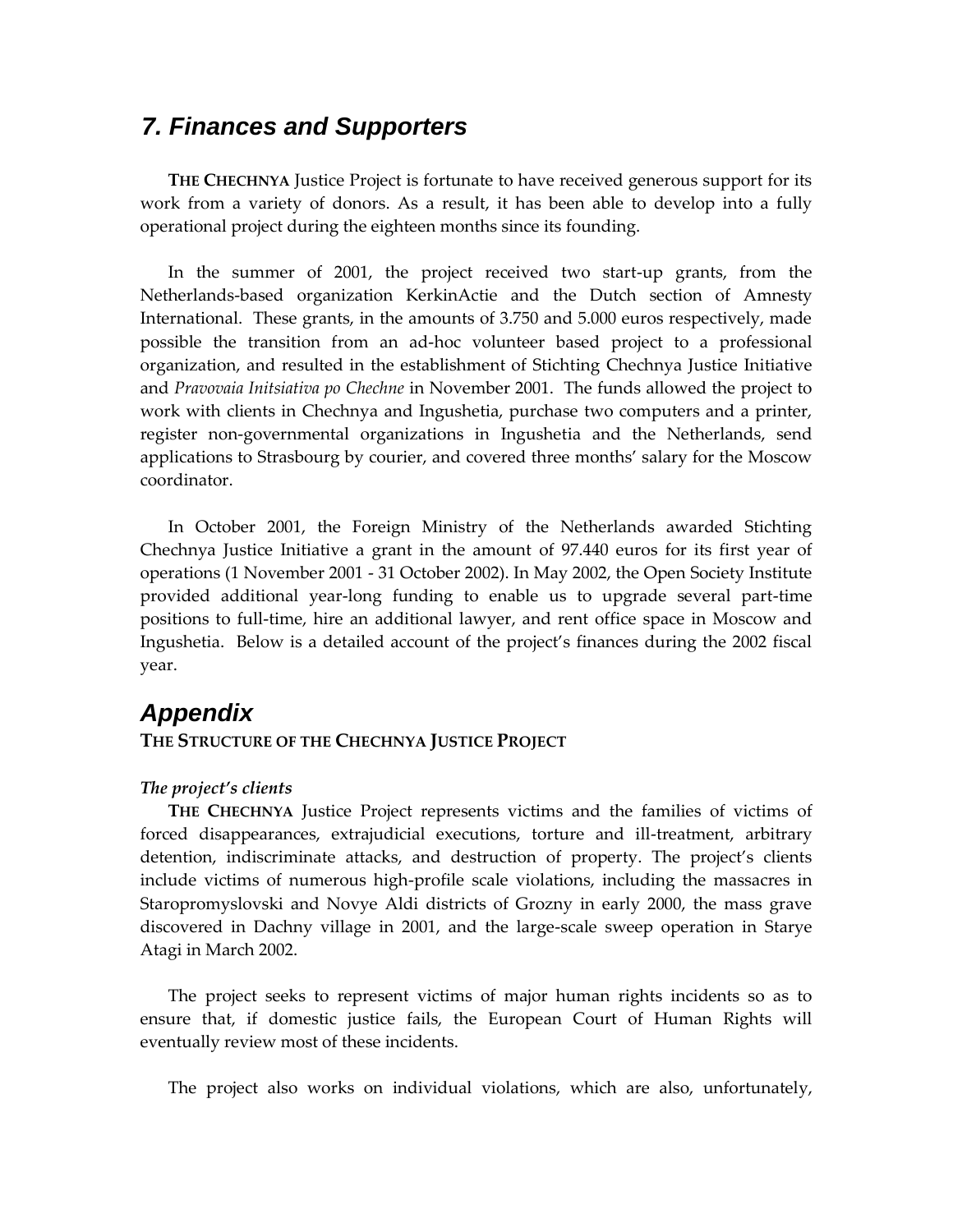## *7. Finances and Supporters*

**THE CHECHNYA** Justice Project is fortunate to have received generous support for its work from a variety of donors. As a result, it has been able to develop into a fully operational project during the eighteen months since its founding.

In the summer of 2001, the project received two start-up grants, from the Netherlands-based organization KerkinActie and the Dutch section of Amnesty International. These grants, in the amounts of 3.750 and 5.000 euros respectively, made possible the transition from an ad-hoc volunteer based project to a professional organization, and resulted in the establishment of Stichting Chechnya Justice Initiative and *Pravovaia Initsiativa po Chechne* in November 2001. The funds allowed the project to work with clients in Chechnya and Ingushetia, purchase two computers and a printer, register non-governmental organizations in Ingushetia and the Netherlands, send applications to Strasbourg by courier, and covered three months' salary for the Moscow coordinator.

In October 2001, the Foreign Ministry of the Netherlands awarded Stichting Chechnya Justice Initiative a grant in the amount of 97.440 euros for its first year of operations (1 November 2001 - 31 October 2002). In May 2002, the Open Society Institute provided additional year-long funding to enable us to upgrade several part-time positions to full-time, hire an additional lawyer, and rent office space in Moscow and Ingushetia. Below is a detailed account of the project's finances during the 2002 fiscal year.

## *Appendix*

**THE STRUCTURE OF THE CHECHNYA JUSTICE PROJECT**

***The project's clients***

**THE CHECHNYA** Justice Project represents victims and the families of victims of forced disappearances, extrajudicial executions, torture and ill-treatment, arbitrary detention, indiscriminate attacks, and destruction of property. The project's clients include victims of numerous high-profile scale violations, including the massacres in Staropromyslovski and Novye Aldi districts of Grozny in early 2000, the mass grave discovered in Dachny village in 2001, and the large-scale sweep operation in Starye Atagi in March 2002.

The project seeks to represent victims of major human rights incidents so as to ensure that, if domestic justice fails, the European Court of Human Rights will eventually review most of these incidents.

The project also works on individual violations, which are also, unfortunately,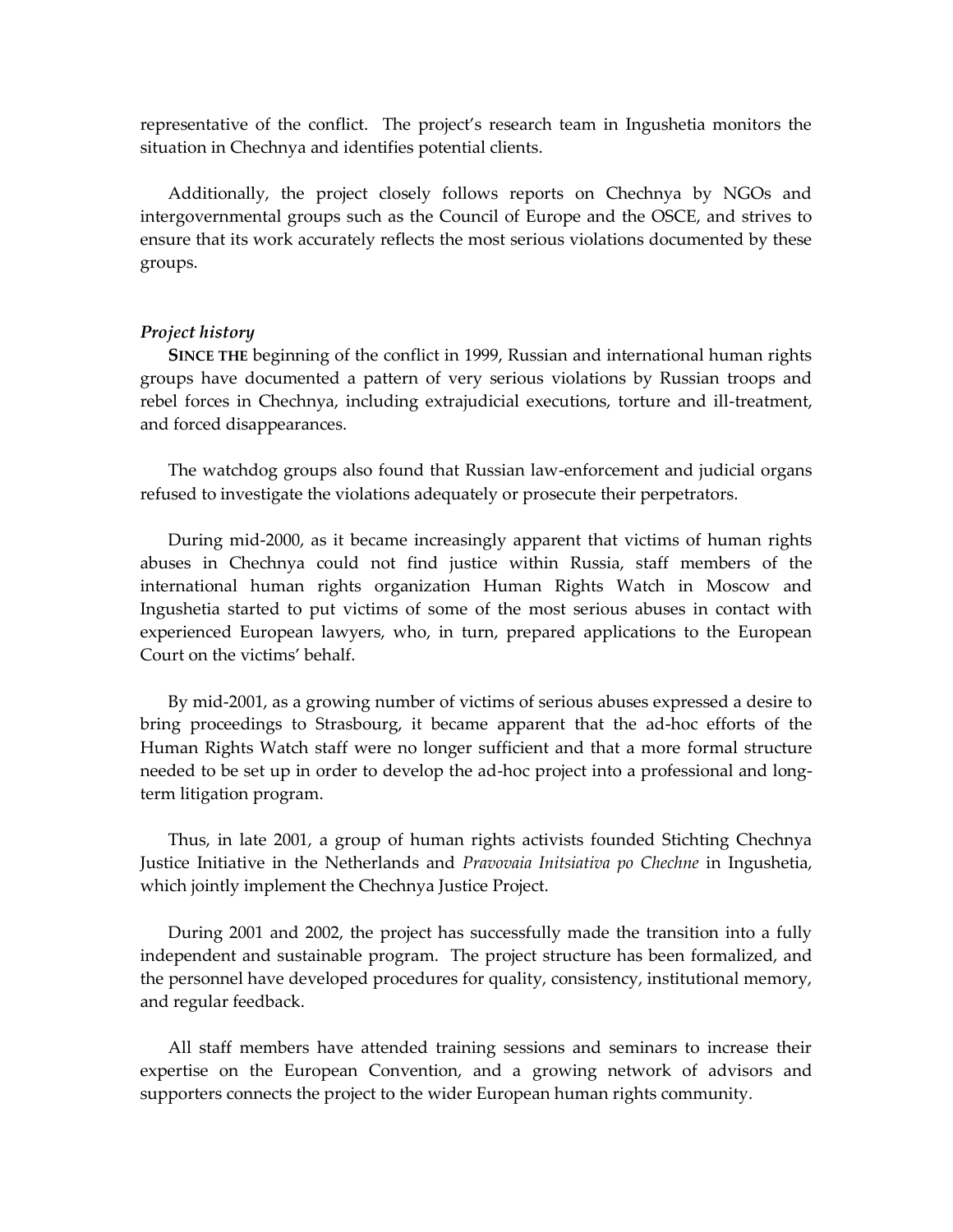representative of the conflict. The project's research team in Ingushetia monitors the situation in Chechnya and identifies potential clients.

Additionally, the project closely follows reports on Chechnya by NGOs and intergovernmental groups such as the Council of Europe and the OSCE, and strives to ensure that its work accurately reflects the most serious violations documented by these groups.

### *Project history*

**SINCE THE** beginning of the conflict in 1999, Russian and international human rights groups have documented a pattern of very serious violations by Russian troops and rebel forces in Chechnya, including extrajudicial executions, torture and ill-treatment, and forced disappearances.

The watchdog groups also found that Russian law-enforcement and judicial organs refused to investigate the violations adequately or prosecute their perpetrators.

During mid-2000, as it became increasingly apparent that victims of human rights abuses in Chechnya could not find justice within Russia, staff members of the international human rights organization Human Rights Watch in Moscow and Ingushetia started to put victims of some of the most serious abuses in contact with experienced European lawyers, who, in turn, prepared applications to the European Court on the victims' behalf.

By mid-2001, as a growing number of victims of serious abuses expressed a desire to bring proceedings to Strasbourg, it became apparent that the ad-hoc efforts of the Human Rights Watch staff were no longer sufficient and that a more formal structure needed to be set up in order to develop the ad-hoc project into a professional and long-term litigation program.

Thus, in late 2001, a group of human rights activists founded Stichting Chechnya Justice Initiative in the Netherlands and *Pravovaia Initsiativa po Chechne* in Ingushetia, which jointly implement the Chechnya Justice Project.

During 2001 and 2002, the project has successfully made the transition into a fully independent and sustainable program. The project structure has been formalized, and the personnel have developed procedures for quality, consistency, institutional memory, and regular feedback.

All staff members have attended training sessions and seminars to increase their expertise on the European Convention, and a growing network of advisors and supporters connects the project to the wider European human rights community.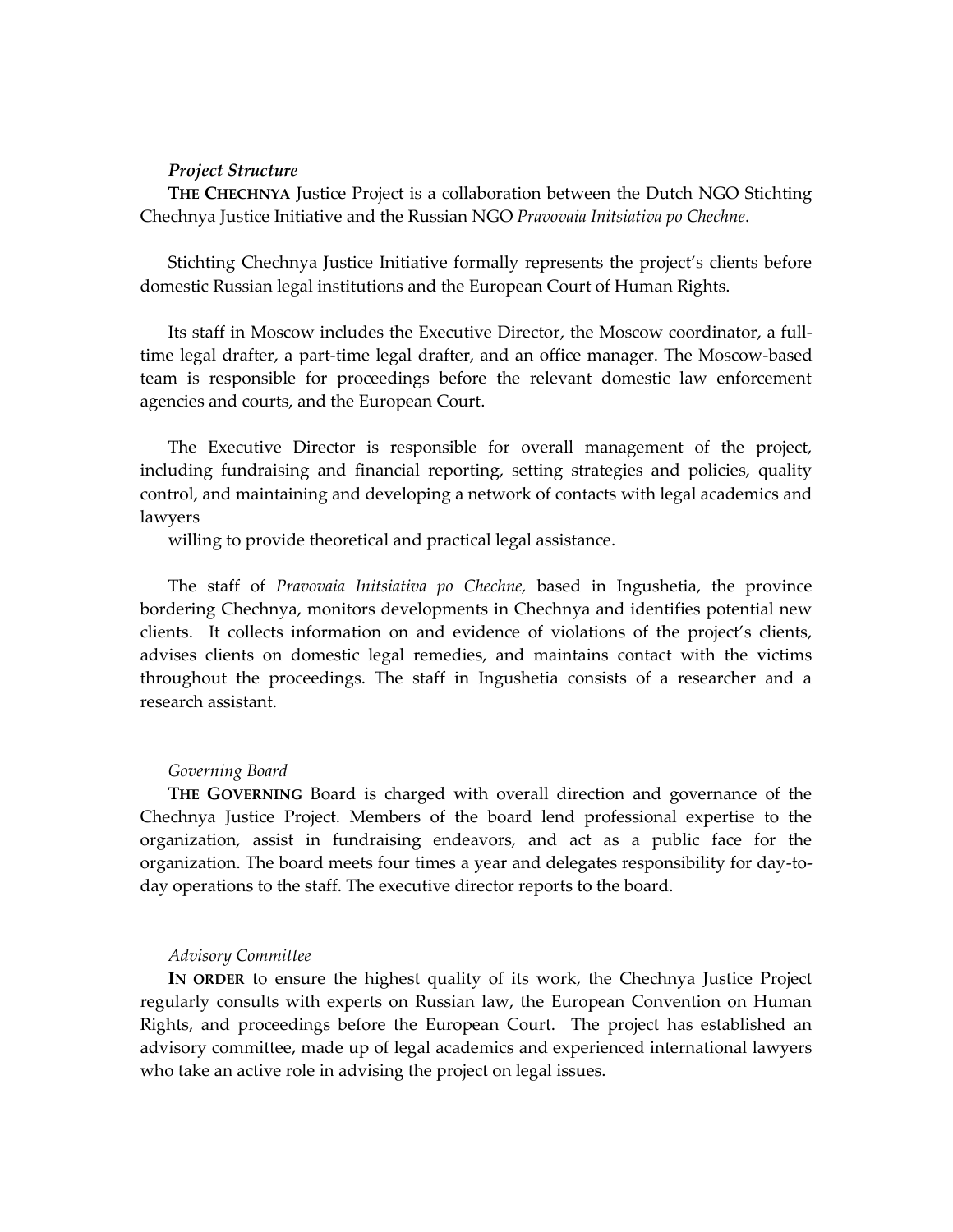### *Project Structure*

**THE CHECHNYA** Justice Project is a collaboration between the Dutch NGO Stichting Chechnya Justice Initiative and the Russian NGO *Pravovaia Initsiativa po Chechne*.

Stichting Chechnya Justice Initiative formally represents the project's clients before domestic Russian legal institutions and the European Court of Human Rights.

Its staff in Moscow includes the Executive Director, the Moscow coordinator, a full-time legal drafter, a part-time legal drafter, and an office manager. The Moscow-based team is responsible for proceedings before the relevant domestic law enforcement agencies and courts, and the European Court.

The Executive Director is responsible for overall management of the project, including fundraising and financial reporting, setting strategies and policies, quality control, and maintaining and developing a network of contacts with legal academics and lawyers willing to provide theoretical and practical legal assistance.

The staff of *Pravovaia Initsiativa po Chechne,* based in Ingushetia, the province bordering Chechnya, monitors developments in Chechnya and identifies potential new clients. It collects information on and evidence of violations of the project's clients, advises clients on domestic legal remedies, and maintains contact with the victims throughout the proceedings. The staff in Ingushetia consists of a researcher and a research assistant.

### *Governing Board*

**THE GOVERNING** Board is charged with overall direction and governance of the Chechnya Justice Project. Members of the board lend professional expertise to the organization, assist in fundraising endeavors, and act as a public face for the organization. The board meets four times a year and delegates responsibility for day-to-day operations to the staff. The executive director reports to the board.

### *Advisory Committee*

**IN ORDER** to ensure the highest quality of its work, the Chechnya Justice Project regularly consults with experts on Russian law, the European Convention on Human Rights, and proceedings before the European Court. The project has established an advisory committee, made up of legal academics and experienced international lawyers who take an active role in advising the project on legal issues.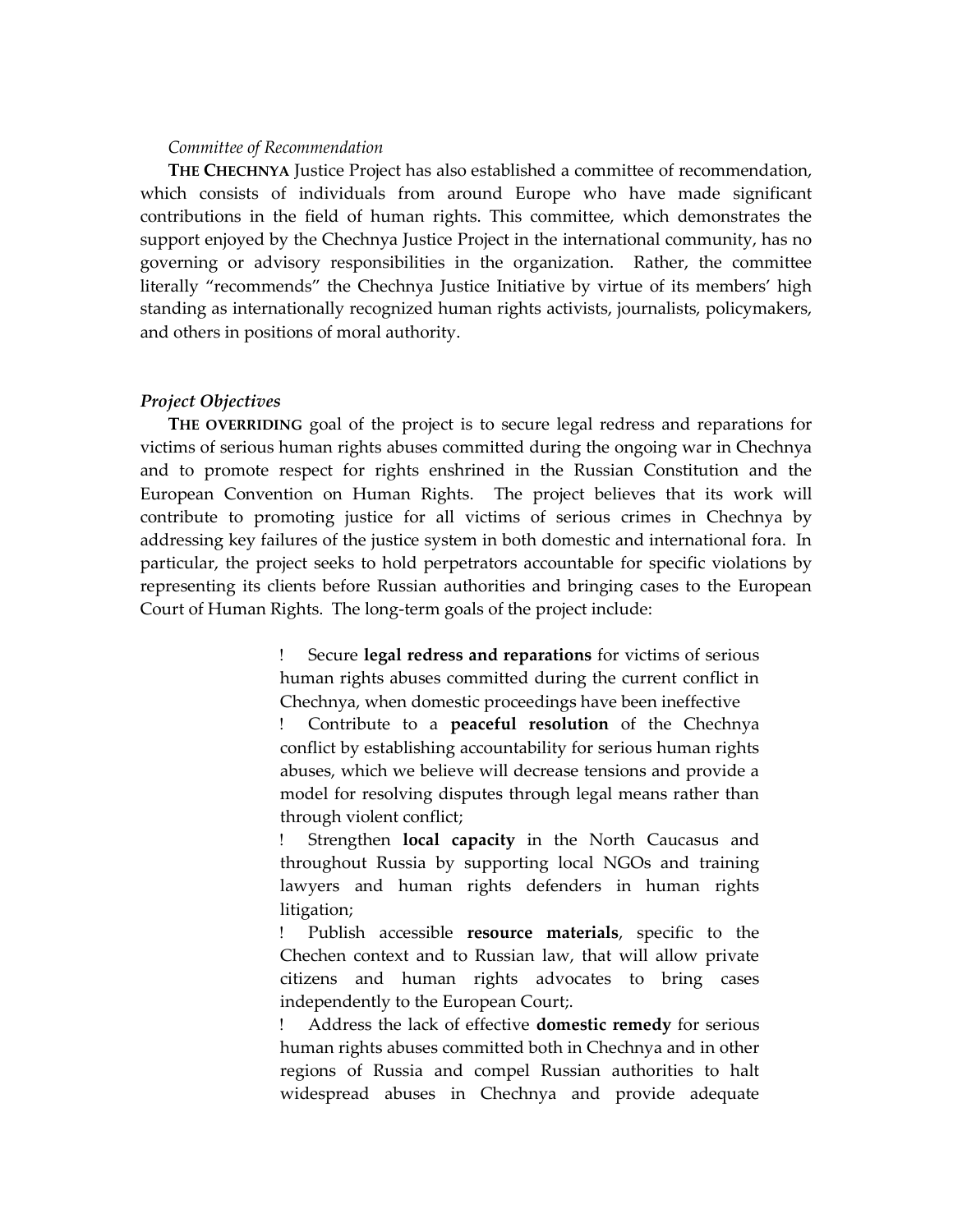*Committee of Recommendation*

**THE CHECHNYA** Justice Project has also established a committee of recommendation, which consists of individuals from around Europe who have made significant contributions in the field of human rights. This committee, which demonstrates the support enjoyed by the Chechnya Justice Project in the international community, has no governing or advisory responsibilities in the organization. Rather, the committee literally "recommends" the Chechnya Justice Initiative by virtue of its members' high standing as internationally recognized human rights activists, journalists, policymakers, and others in positions of moral authority.

***Project Objectives***

**THE OVERRIDING** goal of the project is to secure legal redress and reparations for victims of serious human rights abuses committed during the ongoing war in Chechnya and to promote respect for rights enshrined in the Russian Constitution and the European Convention on Human Rights. The project believes that its work will contribute to promoting justice for all victims of serious crimes in Chechnya by addressing key failures of the justice system in both domestic and international fora. In particular, the project seeks to hold perpetrators accountable for specific violations by representing its clients before Russian authorities and bringing cases to the European Court of Human Rights. The long-term goals of the project include:

- Secure **legal redress and reparations** for victims of serious human rights abuses committed during the current conflict in Chechnya, when domestic proceedings have been ineffective
- Contribute to a **peaceful resolution** of the Chechnya conflict by establishing accountability for serious human rights abuses, which we believe will decrease tensions and provide a model for resolving disputes through legal means rather than through violent conflict;
- Strengthen **local capacity** in the North Caucasus and throughout Russia by supporting local NGOs and training lawyers and human rights defenders in human rights litigation;
- Publish accessible **resource materials**, specific to the Chechen context and to Russian law, that will allow private citizens and human rights advocates to bring cases independently to the European Court;.
- Address the lack of effective **domestic remedy** for serious human rights abuses committed both in Chechnya and in other regions of Russia and compel Russian authorities to halt widespread abuses in Chechnya and provide adequate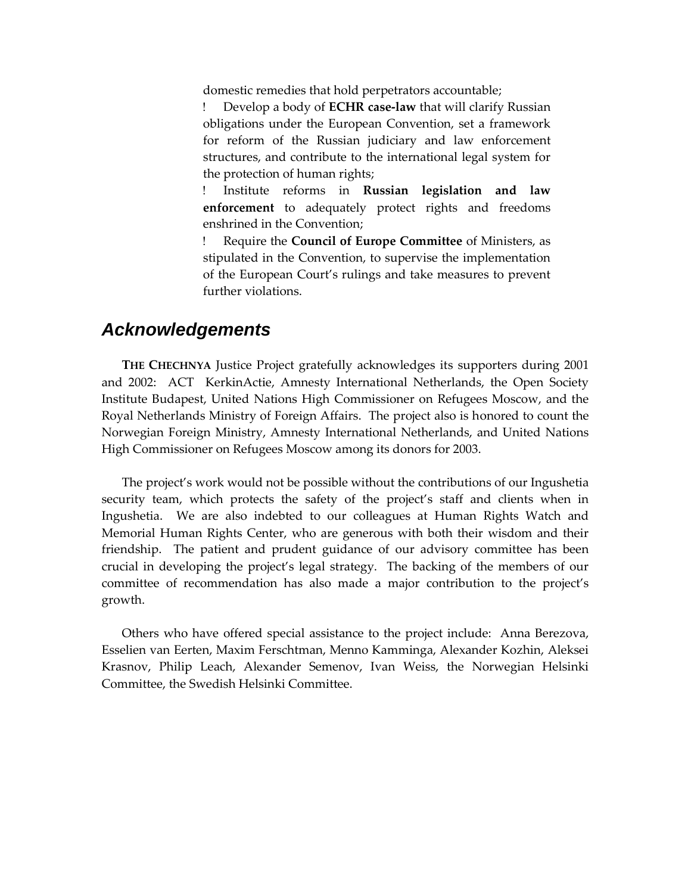domestic remedies that hold perpetrators accountable;

- Develop a body of **ECHR case-law** that will clarify Russian obligations under the European Convention, set a framework for reform of the Russian judiciary and law enforcement structures, and contribute to the international legal system for the protection of human rights;
- Institute reforms in **Russian legislation and law enforcement** to adequately protect rights and freedoms enshrined in the Convention;
- Require the **Council of Europe Committee** of Ministers, as stipulated in the Convention, to supervise the implementation of the European Court's rulings and take measures to prevent further violations.

## *Acknowledgements*

**THE CHECHNYA** Justice Project gratefully acknowledges its supporters during 2001 and 2002: ACT KerkinActie, Amnesty International Netherlands, the Open Society Institute Budapest, United Nations High Commissioner on Refugees Moscow, and the Royal Netherlands Ministry of Foreign Affairs. The project also is honored to count the Norwegian Foreign Ministry, Amnesty International Netherlands, and United Nations High Commissioner on Refugees Moscow among its donors for 2003.

The project's work would not be possible without the contributions of our Ingushetia security team, which protects the safety of the project's staff and clients when in Ingushetia. We are also indebted to our colleagues at Human Rights Watch and Memorial Human Rights Center, who are generous with both their wisdom and their friendship. The patient and prudent guidance of our advisory committee has been crucial in developing the project's legal strategy. The backing of the members of our committee of recommendation has also made a major contribution to the project's growth.

Others who have offered special assistance to the project include: Anna Berezova, Esselien van Eerten, Maxim Ferschtman, Menno Kamminga, Alexander Kozhin, Aleksei Krasnov, Philip Leach, Alexander Semenov, Ivan Weiss, the Norwegian Helsinki Committee, the Swedish Helsinki Committee.